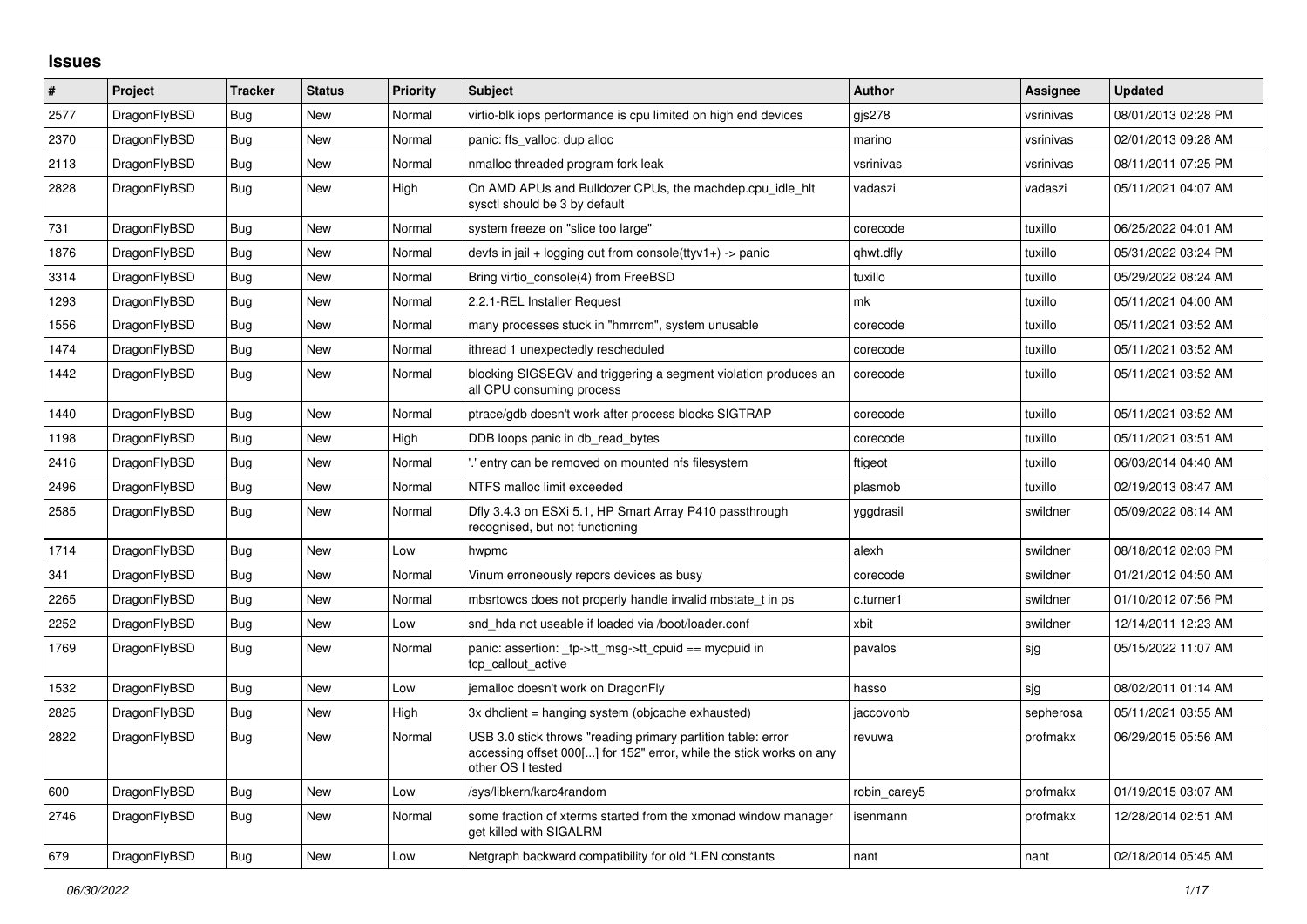# Issues

| # | Project | Tracker | Status | Priority | Subject | Author | Assignee | Updated |
|---|---|---|---|---|---|---|---|---|
| 2577 | DragonFlyBSD | Bug | New | Normal | virtio-blk iops performance is cpu limited on high end devices | gjs278 | vsrinivas | 08/01/2013 02:28 PM |
| 2370 | DragonFlyBSD | Bug | New | Normal | panic: ffs_valloc: dup alloc | marino | vsrinivas | 02/01/2013 09:28 AM |
| 2113 | DragonFlyBSD | Bug | New | Normal | nmalloc threaded program fork leak | vsrinivas | vsrinivas | 08/11/2011 07:25 PM |
| 2828 | DragonFlyBSD | Bug | New | High | On AMD APUs and Bulldozer CPUs, the machdep.cpu_idle_hlt sysctl should be 3 by default | vadaszi | vadaszi | 05/11/2021 04:07 AM |
| 731 | DragonFlyBSD | Bug | New | Normal | system freeze on "slice too large" | corecode | tuxillo | 06/25/2022 04:01 AM |
| 1876 | DragonFlyBSD | Bug | New | Normal | devfs in jail + logging out from console(ttyv1+) -> panic | qhwt.dfly | tuxillo | 05/31/2022 03:24 PM |
| 3314 | DragonFlyBSD | Bug | New | Normal | Bring virtio_console(4) from FreeBSD | tuxillo | tuxillo | 05/29/2022 08:24 AM |
| 1293 | DragonFlyBSD | Bug | New | Normal | 2.2.1-REL Installer Request | mk | tuxillo | 05/11/2021 04:00 AM |
| 1556 | DragonFlyBSD | Bug | New | Normal | many processes stuck in "hmrrcm", system unusable | corecode | tuxillo | 05/11/2021 03:52 AM |
| 1474 | DragonFlyBSD | Bug | New | Normal | ithread 1 unexpectedly rescheduled | corecode | tuxillo | 05/11/2021 03:52 AM |
| 1442 | DragonFlyBSD | Bug | New | Normal | blocking SIGSEGV and triggering a segment violation produces an all CPU consuming process | corecode | tuxillo | 05/11/2021 03:52 AM |
| 1440 | DragonFlyBSD | Bug | New | Normal | ptrace/gdb doesn't work after process blocks SIGTRAP | corecode | tuxillo | 05/11/2021 03:52 AM |
| 1198 | DragonFlyBSD | Bug | New | High | DDB loops panic in db_read_bytes | corecode | tuxillo | 05/11/2021 03:51 AM |
| 2416 | DragonFlyBSD | Bug | New | Normal | '.' entry can be removed on mounted nfs filesystem | ftigeot | tuxillo | 06/03/2014 04:40 AM |
| 2496 | DragonFlyBSD | Bug | New | Normal | NTFS malloc limit exceeded | plasmob | tuxillo | 02/19/2013 08:47 AM |
| 2585 | DragonFlyBSD | Bug | New | Normal | Dfly 3.4.3 on ESXi 5.1, HP Smart Array P410 passthrough recognised, but not functioning | yggdrasil | swildner | 05/09/2022 08:14 AM |
| 1714 | DragonFlyBSD | Bug | New | Low | hwpmc | alexh | swildner | 08/18/2012 02:03 PM |
| 341 | DragonFlyBSD | Bug | New | Normal | Vinum erroneously repors devices as busy | corecode | swildner | 01/21/2012 04:50 AM |
| 2265 | DragonFlyBSD | Bug | New | Normal | mbsrtowcs does not properly handle invalid mbstate_t in ps | c.turner1 | swildner | 01/10/2012 07:56 PM |
| 2252 | DragonFlyBSD | Bug | New | Low | snd_hda not useable if loaded via /boot/loader.conf | xbit | swildner | 12/14/2011 12:23 AM |
| 1769 | DragonFlyBSD | Bug | New | Normal | panic: assertion: _tp->tt_msg->tt_cpuid == mycpuid in tcp_callout_active | pavalos | sjg | 05/15/2022 11:07 AM |
| 1532 | DragonFlyBSD | Bug | New | Low | jemalloc doesn't work on DragonFly | hasso | sjg | 08/02/2011 01:14 AM |
| 2825 | DragonFlyBSD | Bug | New | High | 3x dhclient = hanging system (objcache exhausted) | jaccovonb | sepherosa | 05/11/2021 03:55 AM |
| 2822 | DragonFlyBSD | Bug | New | Normal | USB 3.0 stick throws "reading primary partition table: error accessing offset 000[...] for 152" error, while the stick works on any other OS I tested | revuwa | profmakx | 06/29/2015 05:56 AM |
| 600 | DragonFlyBSD | Bug | New | Low | /sys/libkern/karc4random | robin_carey5 | profmakx | 01/19/2015 03:07 AM |
| 2746 | DragonFlyBSD | Bug | New | Normal | some fraction of xterms started from the xmonad window manager get killed with SIGALRM | isenmann | profmakx | 12/28/2014 02:51 AM |
| 679 | DragonFlyBSD | Bug | New | Low | Netgraph backward compatibility for old *LEN constants | nant | nant | 02/18/2014 05:45 AM |

06/30/2022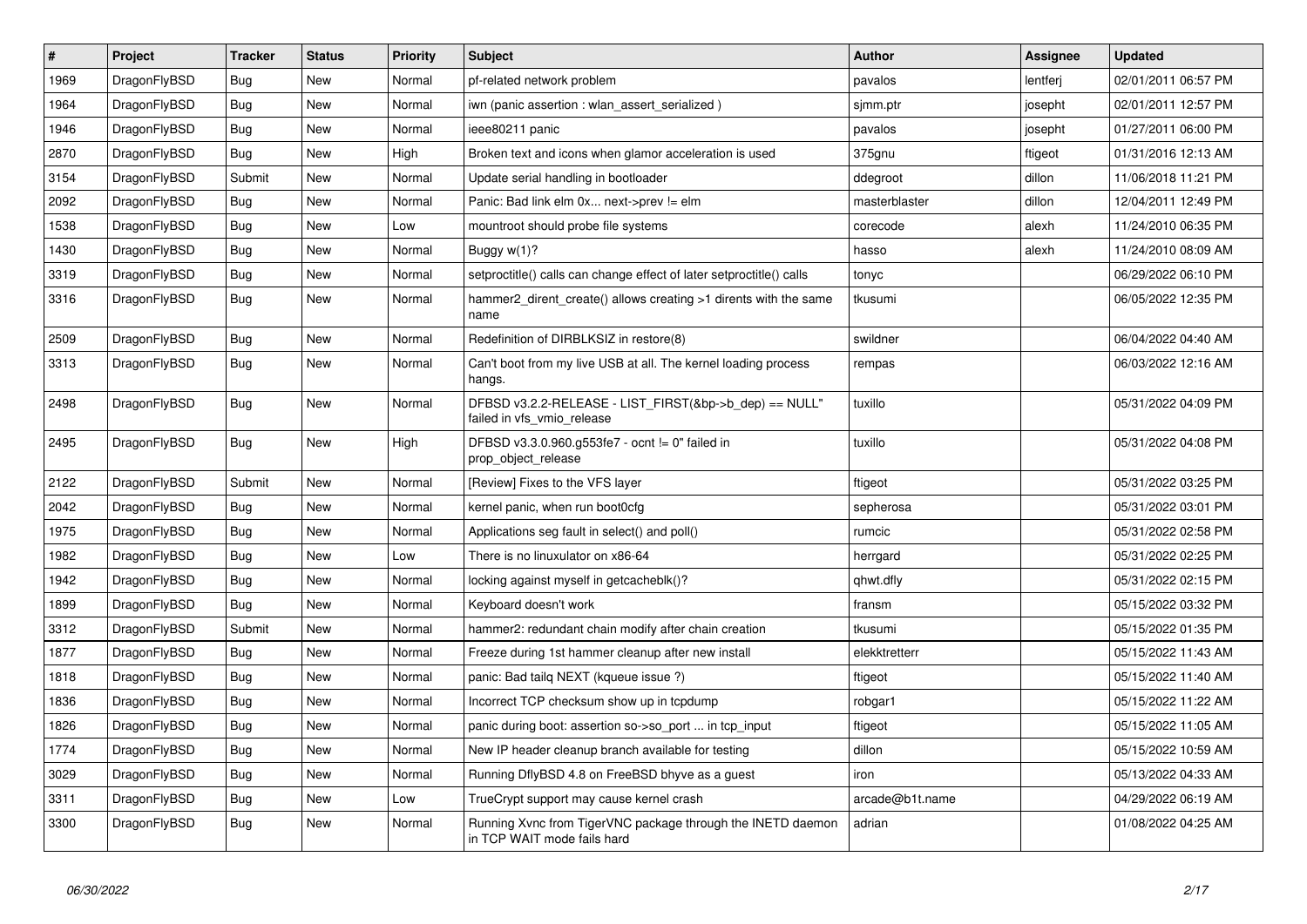| # | Project | Tracker | Status | Priority | Subject | Author | Assignee | Updated |
| --- | --- | --- | --- | --- | --- | --- | --- | --- |
| 1969 | DragonFlyBSD | Bug | New | Normal | pf-related network problem | pavalos | lentferj | 02/01/2011 06:57 PM |
| 1964 | DragonFlyBSD | Bug | New | Normal | iwn (panic assertion : wlan_assert_serialized ) | sjmm.ptr | josepht | 02/01/2011 12:57 PM |
| 1946 | DragonFlyBSD | Bug | New | Normal | ieee80211 panic | pavalos | josepht | 01/27/2011 06:00 PM |
| 2870 | DragonFlyBSD | Bug | New | High | Broken text and icons when glamor acceleration is used | 375gnu | ftigeot | 01/31/2016 12:13 AM |
| 3154 | DragonFlyBSD | Submit | New | Normal | Update serial handling in bootloader | ddegroot | dillon | 11/06/2018 11:21 PM |
| 2092 | DragonFlyBSD | Bug | New | Normal | Panic: Bad link elm 0x... next->prev != elm | masterblaster | dillon | 12/04/2011 12:49 PM |
| 1538 | DragonFlyBSD | Bug | New | Low | mountroot should probe file systems | corecode | alexh | 11/24/2010 06:35 PM |
| 1430 | DragonFlyBSD | Bug | New | Normal | Buggy w(1)? | hasso | alexh | 11/24/2010 08:09 AM |
| 3319 | DragonFlyBSD | Bug | New | Normal | setproctitle() calls can change effect of later setproctitle() calls | tonyc | | 06/29/2022 06:10 PM |
| 3316 | DragonFlyBSD | Bug | New | Normal | hammer2_dirent_create() allows creating >1 dirents with the same name | tkusumi | | 06/05/2022 12:35 PM |
| 2509 | DragonFlyBSD | Bug | New | Normal | Redefinition of DIRBLKSIZ in restore(8) | swildner | | 06/04/2022 04:40 AM |
| 3313 | DragonFlyBSD | Bug | New | Normal | Can't boot from my live USB at all. The kernel loading process hangs. | rempas | | 06/03/2022 12:16 AM |
| 2498 | DragonFlyBSD | Bug | New | Normal | DFBSD v3.2.2-RELEASE - LIST_FIRST(&bp->b_dep) == NULL" failed in vfs_vmio_release | tuxillo | | 05/31/2022 04:09 PM |
| 2495 | DragonFlyBSD | Bug | New | High | DFBSD v3.3.0.960.g553fe7 - ocnt != 0" failed in prop_object_release | tuxillo | | 05/31/2022 04:08 PM |
| 2122 | DragonFlyBSD | Submit | New | Normal | [Review] Fixes to the VFS layer | ftigeot | | 05/31/2022 03:25 PM |
| 2042 | DragonFlyBSD | Bug | New | Normal | kernel panic, when run boot0cfg | sepherosa | | 05/31/2022 03:01 PM |
| 1975 | DragonFlyBSD | Bug | New | Normal | Applications seg fault in select() and poll() | rumcic | | 05/31/2022 02:58 PM |
| 1982 | DragonFlyBSD | Bug | New | Low | There is no linuxulator on x86-64 | herrgard | | 05/31/2022 02:25 PM |
| 1942 | DragonFlyBSD | Bug | New | Normal | locking against myself in getcacheblk()? | qhwt.dfly | | 05/31/2022 02:15 PM |
| 1899 | DragonFlyBSD | Bug | New | Normal | Keyboard doesn't work | fransm | | 05/15/2022 03:32 PM |
| 3312 | DragonFlyBSD | Submit | New | Normal | hammer2: redundant chain modify after chain creation | tkusumi | | 05/15/2022 01:35 PM |
| 1877 | DragonFlyBSD | Bug | New | Normal | Freeze during 1st hammer cleanup after new install | elekktretterr | | 05/15/2022 11:43 AM |
| 1818 | DragonFlyBSD | Bug | New | Normal | panic: Bad tailq NEXT (kqueue issue ?) | ftigeot | | 05/15/2022 11:40 AM |
| 1836 | DragonFlyBSD | Bug | New | Normal | Incorrect TCP checksum show up in tcpdump | robgar1 | | 05/15/2022 11:22 AM |
| 1826 | DragonFlyBSD | Bug | New | Normal | panic during boot: assertion so->so_port ... in tcp_input | ftigeot | | 05/15/2022 11:05 AM |
| 1774 | DragonFlyBSD | Bug | New | Normal | New IP header cleanup branch available for testing | dillon | | 05/15/2022 10:59 AM |
| 3029 | DragonFlyBSD | Bug | New | Normal | Running DflyBSD 4.8 on FreeBSD bhyve as a guest | iron | | 05/13/2022 04:33 AM |
| 3311 | DragonFlyBSD | Bug | New | Low | TrueCrypt support may cause kernel crash | arcade@b1t.name | | 04/29/2022 06:19 AM |
| 3300 | DragonFlyBSD | Bug | New | Normal | Running Xvnc from TigerVNC package through the INETD daemon in TCP WAIT mode fails hard | adrian | | 01/08/2022 04:25 AM |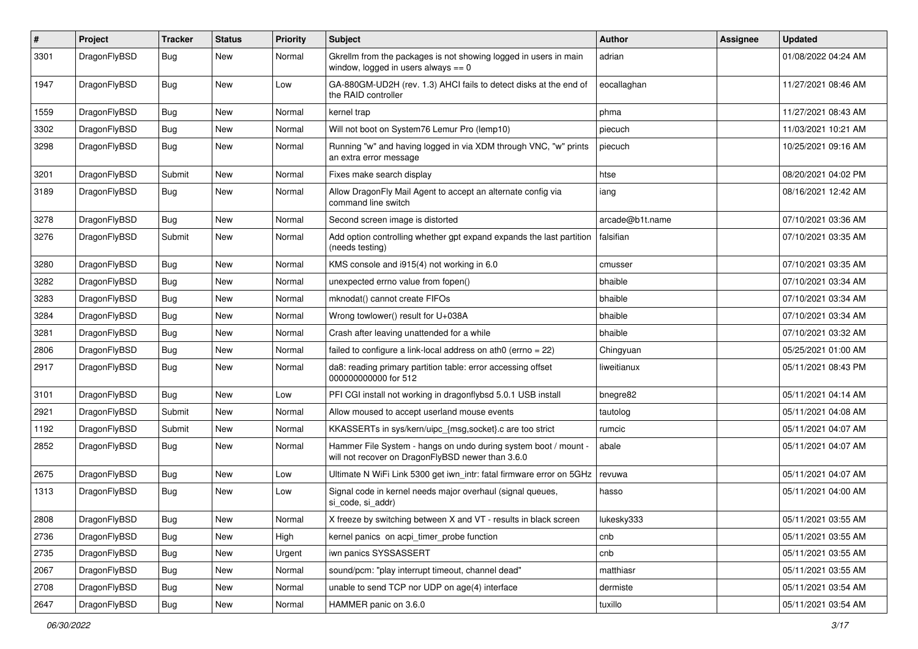| # | Project | Tracker | Status | Priority | Subject | Author | Assignee | Updated |
|---|---|---|---|---|---|---|---|---|
| 3301 | DragonFlyBSD | Bug | New | Normal | Gkrellm from the packages is not showing logged in users in main window, logged in users always == 0 | adrian | | 01/08/2022 04:24 AM |
| 1947 | DragonFlyBSD | Bug | New | Low | GA-880GM-UD2H (rev. 1.3) AHCI fails to detect disks at the end of the RAID controller | eocallaghan | | 11/27/2021 08:46 AM |
| 1559 | DragonFlyBSD | Bug | New | Normal | kernel trap | phma | | 11/27/2021 08:43 AM |
| 3302 | DragonFlyBSD | Bug | New | Normal | Will not boot on System76 Lemur Pro (lemp10) | piecuch | | 11/03/2021 10:21 AM |
| 3298 | DragonFlyBSD | Bug | New | Normal | Running "w" and having logged in via XDM through VNC, "w" prints an extra error message | piecuch | | 10/25/2021 09:16 AM |
| 3201 | DragonFlyBSD | Submit | New | Normal | Fixes make search display | htse | | 08/20/2021 04:02 PM |
| 3189 | DragonFlyBSD | Bug | New | Normal | Allow DragonFly Mail Agent to accept an alternate config via command line switch | iang | | 08/16/2021 12:42 AM |
| 3278 | DragonFlyBSD | Bug | New | Normal | Second screen image is distorted | arcade@b1t.name | | 07/10/2021 03:36 AM |
| 3276 | DragonFlyBSD | Submit | New | Normal | Add option controlling whether gpt expand expands the last partition (needs testing) | falsifian | | 07/10/2021 03:35 AM |
| 3280 | DragonFlyBSD | Bug | New | Normal | KMS console and i915(4) not working in 6.0 | cmusser | | 07/10/2021 03:35 AM |
| 3282 | DragonFlyBSD | Bug | New | Normal | unexpected errno value from fopen() | bhaible | | 07/10/2021 03:34 AM |
| 3283 | DragonFlyBSD | Bug | New | Normal | mknodat() cannot create FIFOs | bhaible | | 07/10/2021 03:34 AM |
| 3284 | DragonFlyBSD | Bug | New | Normal | Wrong towlower() result for U+038A | bhaible | | 07/10/2021 03:34 AM |
| 3281 | DragonFlyBSD | Bug | New | Normal | Crash after leaving unattended for a while | bhaible | | 07/10/2021 03:32 AM |
| 2806 | DragonFlyBSD | Bug | New | Normal | failed to configure a link-local address on ath0 (errno = 22) | Chingyuan | | 05/25/2021 01:00 AM |
| 2917 | DragonFlyBSD | Bug | New | Normal | da8: reading primary partition table: error accessing offset 000000000000 for 512 | liweitianux | | 05/11/2021 08:43 PM |
| 3101 | DragonFlyBSD | Bug | New | Low | PFI CGI install not working in dragonflybsd 5.0.1 USB install | bnegre82 | | 05/11/2021 04:14 AM |
| 2921 | DragonFlyBSD | Submit | New | Normal | Allow moused to accept userland mouse events | tautolog | | 05/11/2021 04:08 AM |
| 1192 | DragonFlyBSD | Submit | New | Normal | KKASSERTs in sys/kern/uipc_{msg,socket}.c are too strict | rumcic | | 05/11/2021 04:07 AM |
| 2852 | DragonFlyBSD | Bug | New | Normal | Hammer File System - hangs on undo during system boot / mount - will not recover on DragonFlyBSD newer than 3.6.0 | abale | | 05/11/2021 04:07 AM |
| 2675 | DragonFlyBSD | Bug | New | Low | Ultimate N WiFi Link 5300 get iwn_intr: fatal firmware error on 5GHz | revuwa | | 05/11/2021 04:07 AM |
| 1313 | DragonFlyBSD | Bug | New | Low | Signal code in kernel needs major overhaul (signal queues, si_code, si_addr) | hasso | | 05/11/2021 04:00 AM |
| 2808 | DragonFlyBSD | Bug | New | Normal | X freeze by switching between X and VT - results in black screen | lukesky333 | | 05/11/2021 03:55 AM |
| 2736 | DragonFlyBSD | Bug | New | High | kernel panics on acpi_timer_probe function | cnb | | 05/11/2021 03:55 AM |
| 2735 | DragonFlyBSD | Bug | New | Urgent | iwn panics SYSSASSERT | cnb | | 05/11/2021 03:55 AM |
| 2067 | DragonFlyBSD | Bug | New | Normal | sound/pcm: "play interrupt timeout, channel dead" | matthiasr | | 05/11/2021 03:55 AM |
| 2708 | DragonFlyBSD | Bug | New | Normal | unable to send TCP nor UDP on age(4) interface | dermiste | | 05/11/2021 03:54 AM |
| 2647 | DragonFlyBSD | Bug | New | Normal | HAMMER panic on 3.6.0 | tuxillo | | 05/11/2021 03:54 AM |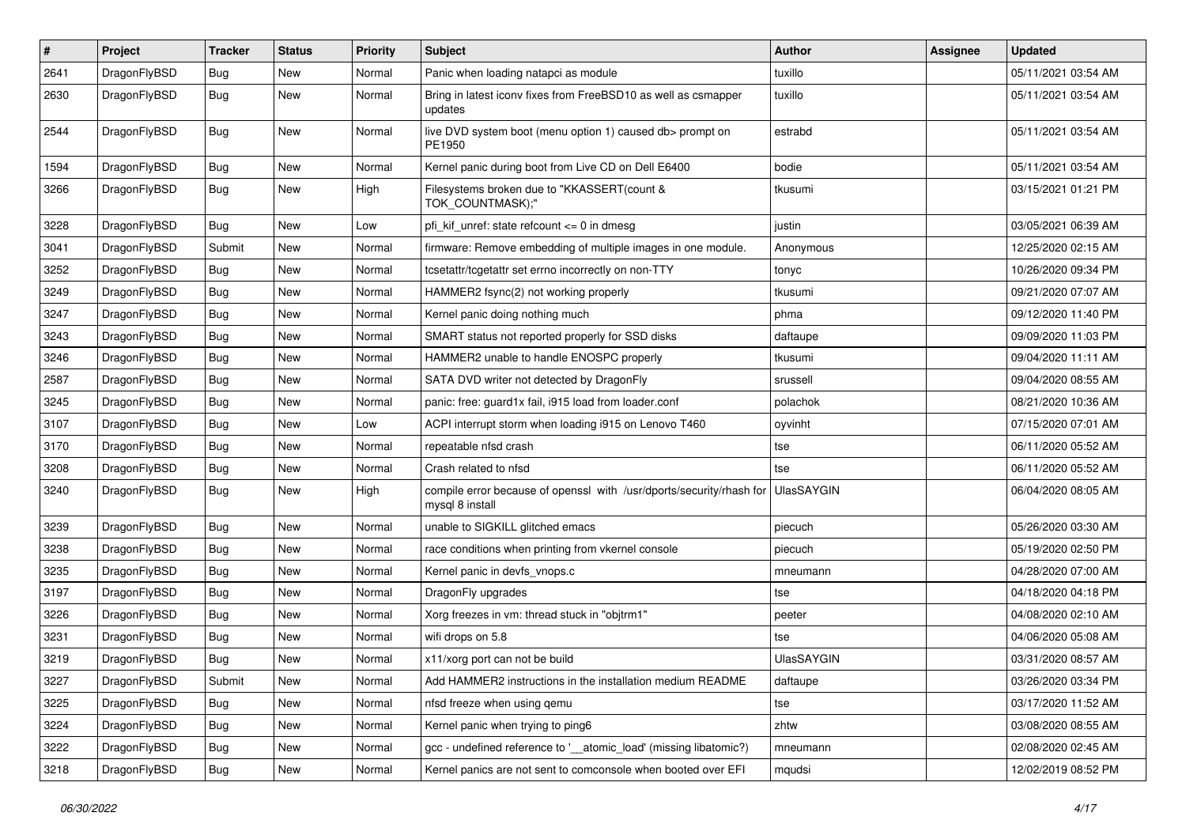| # | Project | Tracker | Status | Priority | Subject | Author | Assignee | Updated |
| --- | --- | --- | --- | --- | --- | --- | --- | --- |
| 2641 | DragonFlyBSD | Bug | New | Normal | Panic when loading natapci as module | tuxillo | | 05/11/2021 03:54 AM |
| 2630 | DragonFlyBSD | Bug | New | Normal | Bring in latest iconv fixes from FreeBSD10 as well as csmapper updates | tuxillo | | 05/11/2021 03:54 AM |
| 2544 | DragonFlyBSD | Bug | New | Normal | live DVD system boot (menu option 1) caused db> prompt on PE1950 | estrabd | | 05/11/2021 03:54 AM |
| 1594 | DragonFlyBSD | Bug | New | Normal | Kernel panic during boot from Live CD on Dell E6400 | bodie | | 05/11/2021 03:54 AM |
| 3266 | DragonFlyBSD | Bug | New | High | Filesystems broken due to "KKASSERT(count & TOK_COUNTMASK);" | tkusumi | | 03/15/2021 01:21 PM |
| 3228 | DragonFlyBSD | Bug | New | Low | pfi_kif_unref: state refcount <= 0 in dmesg | justin | | 03/05/2021 06:39 AM |
| 3041 | DragonFlyBSD | Submit | New | Normal | firmware: Remove embedding of multiple images in one module. | Anonymous | | 12/25/2020 02:15 AM |
| 3252 | DragonFlyBSD | Bug | New | Normal | tcsetattr/tcgetattr set errno incorrectly on non-TTY | tonyc | | 10/26/2020 09:34 PM |
| 3249 | DragonFlyBSD | Bug | New | Normal | HAMMER2 fsync(2) not working properly | tkusumi | | 09/21/2020 07:07 AM |
| 3247 | DragonFlyBSD | Bug | New | Normal | Kernel panic doing nothing much | phma | | 09/12/2020 11:40 PM |
| 3243 | DragonFlyBSD | Bug | New | Normal | SMART status not reported properly for SSD disks | daftaupe | | 09/09/2020 11:03 PM |
| 3246 | DragonFlyBSD | Bug | New | Normal | HAMMER2 unable to handle ENOSPC properly | tkusumi | | 09/04/2020 11:11 AM |
| 2587 | DragonFlyBSD | Bug | New | Normal | SATA DVD writer not detected by DragonFly | srussell | | 09/04/2020 08:55 AM |
| 3245 | DragonFlyBSD | Bug | New | Normal | panic: free: guard1x fail, i915 load from loader.conf | polachok | | 08/21/2020 10:36 AM |
| 3107 | DragonFlyBSD | Bug | New | Low | ACPI interrupt storm when loading i915 on Lenovo T460 | oyvinht | | 07/15/2020 07:01 AM |
| 3170 | DragonFlyBSD | Bug | New | Normal | repeatable nfsd crash | tse | | 06/11/2020 05:52 AM |
| 3208 | DragonFlyBSD | Bug | New | Normal | Crash related to nfsd | tse | | 06/11/2020 05:52 AM |
| 3240 | DragonFlyBSD | Bug | New | High | compile error because of openssl with /usr/dports/security/rhash for mysql 8 install | UlasSAYGIN | | 06/04/2020 08:05 AM |
| 3239 | DragonFlyBSD | Bug | New | Normal | unable to SIGKILL glitched emacs | piecuch | | 05/26/2020 03:30 AM |
| 3238 | DragonFlyBSD | Bug | New | Normal | race conditions when printing from vkernel console | piecuch | | 05/19/2020 02:50 PM |
| 3235 | DragonFlyBSD | Bug | New | Normal | Kernel panic in devfs_vnops.c | mneumann | | 04/28/2020 07:00 AM |
| 3197 | DragonFlyBSD | Bug | New | Normal | DragonFly upgrades | tse | | 04/18/2020 04:18 PM |
| 3226 | DragonFlyBSD | Bug | New | Normal | Xorg freezes in vm: thread stuck in "objtrm1" | peeter | | 04/08/2020 02:10 AM |
| 3231 | DragonFlyBSD | Bug | New | Normal | wifi drops on 5.8 | tse | | 04/06/2020 05:08 AM |
| 3219 | DragonFlyBSD | Bug | New | Normal | x11/xorg port can not be build | UlasSAYGIN | | 03/31/2020 08:57 AM |
| 3227 | DragonFlyBSD | Submit | New | Normal | Add HAMMER2 instructions in the installation medium README | daftaupe | | 03/26/2020 03:34 PM |
| 3225 | DragonFlyBSD | Bug | New | Normal | nfsd freeze when using qemu | tse | | 03/17/2020 11:52 AM |
| 3224 | DragonFlyBSD | Bug | New | Normal | Kernel panic when trying to ping6 | zhtw | | 03/08/2020 08:55 AM |
| 3222 | DragonFlyBSD | Bug | New | Normal | gcc - undefined reference to '__atomic_load' (missing libatomic?) | mneumann | | 02/08/2020 02:45 AM |
| 3218 | DragonFlyBSD | Bug | New | Normal | Kernel panics are not sent to comconsole when booted over EFI | mqudsi | | 12/02/2019 08:52 PM |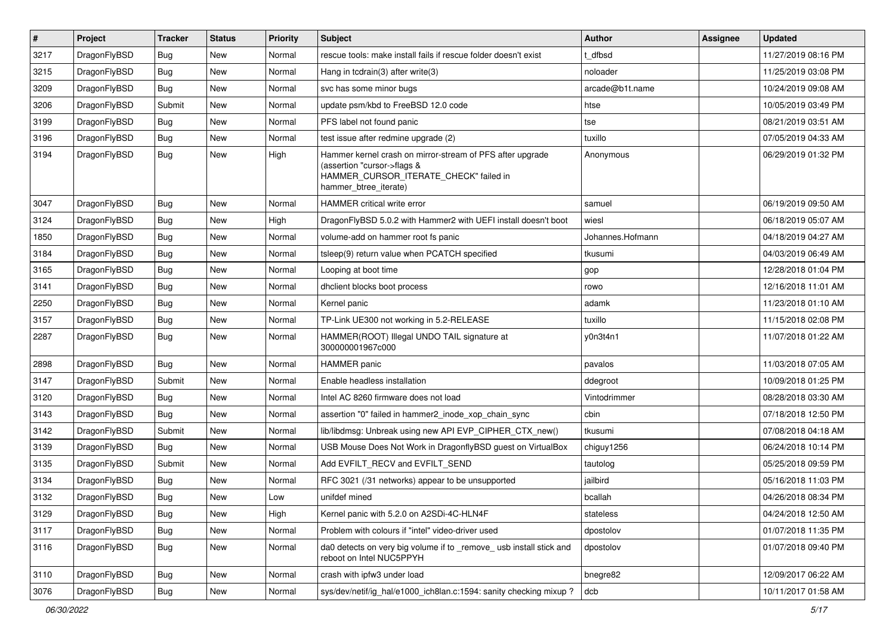| # | Project | Tracker | Status | Priority | Subject | Author | Assignee | Updated |
|---|---|---|---|---|---|---|---|---|
| 3217 | DragonFlyBSD | Bug | New | Normal | rescue tools: make install fails if rescue folder doesn't exist | t_dfbsd | | 11/27/2019 08:16 PM |
| 3215 | DragonFlyBSD | Bug | New | Normal | Hang in tcdrain(3) after write(3) | noloader | | 11/25/2019 03:08 PM |
| 3209 | DragonFlyBSD | Bug | New | Normal | svc has some minor bugs | arcade@b1t.name | | 10/24/2019 09:08 AM |
| 3206 | DragonFlyBSD | Submit | New | Normal | update psm/kbd to FreeBSD 12.0 code | htse | | 10/05/2019 03:49 PM |
| 3199 | DragonFlyBSD | Bug | New | Normal | PFS label not found panic | tse | | 08/21/2019 03:51 AM |
| 3196 | DragonFlyBSD | Bug | New | Normal | test issue after redmine upgrade (2) | tuxillo | | 07/05/2019 04:33 AM |
| 3194 | DragonFlyBSD | Bug | New | High | Hammer kernel crash on mirror-stream of PFS after upgrade (assertion "cursor->flags & HAMMER_CURSOR_ITERATE_CHECK" failed in hammer_btree_iterate) | Anonymous | | 06/29/2019 01:32 PM |
| 3047 | DragonFlyBSD | Bug | New | Normal | HAMMER critical write error | samuel | | 06/19/2019 09:50 AM |
| 3124 | DragonFlyBSD | Bug | New | High | DragonFlyBSD 5.0.2 with Hammer2 with UEFI install doesn't boot | wiesl | | 06/18/2019 05:07 AM |
| 1850 | DragonFlyBSD | Bug | New | Normal | volume-add on hammer root fs panic | Johannes.Hofmann | | 04/18/2019 04:27 AM |
| 3184 | DragonFlyBSD | Bug | New | Normal | tsleep(9) return value when PCATCH specified | tkusumi | | 04/03/2019 06:49 AM |
| 3165 | DragonFlyBSD | Bug | New | Normal | Looping at boot time | gop | | 12/28/2018 01:04 PM |
| 3141 | DragonFlyBSD | Bug | New | Normal | dhclient blocks boot process | rowo | | 12/16/2018 11:01 AM |
| 2250 | DragonFlyBSD | Bug | New | Normal | Kernel panic | adamk | | 11/23/2018 01:10 AM |
| 3157 | DragonFlyBSD | Bug | New | Normal | TP-Link UE300 not working in 5.2-RELEASE | tuxillo | | 11/15/2018 02:08 PM |
| 2287 | DragonFlyBSD | Bug | New | Normal | HAMMER(ROOT) Illegal UNDO TAIL signature at 300000001967c000 | y0n3t4n1 | | 11/07/2018 01:22 AM |
| 2898 | DragonFlyBSD | Bug | New | Normal | HAMMER panic | pavalos | | 11/03/2018 07:05 AM |
| 3147 | DragonFlyBSD | Submit | New | Normal | Enable headless installation | ddegroot | | 10/09/2018 01:25 PM |
| 3120 | DragonFlyBSD | Bug | New | Normal | Intel AC 8260 firmware does not load | Vintodrimmer | | 08/28/2018 03:30 AM |
| 3143 | DragonFlyBSD | Bug | New | Normal | assertion "0" failed in hammer2_inode_xop_chain_sync | cbin | | 07/18/2018 12:50 PM |
| 3142 | DragonFlyBSD | Submit | New | Normal | lib/libdmsg: Unbreak using new API EVP_CIPHER_CTX_new() | tkusumi | | 07/08/2018 04:18 AM |
| 3139 | DragonFlyBSD | Bug | New | Normal | USB Mouse Does Not Work in DragonflyBSD guest on VirtualBox | chiguy1256 | | 06/24/2018 10:14 PM |
| 3135 | DragonFlyBSD | Submit | New | Normal | Add EVFILT_RECV and EVFILT_SEND | tautolog | | 05/25/2018 09:59 PM |
| 3134 | DragonFlyBSD | Bug | New | Normal | RFC 3021 (/31 networks) appear to be unsupported | jailbird | | 05/16/2018 11:03 PM |
| 3132 | DragonFlyBSD | Bug | New | Low | unifdef mined | bcallah | | 04/26/2018 08:34 PM |
| 3129 | DragonFlyBSD | Bug | New | High | Kernel panic with 5.2.0 on A2SDi-4C-HLN4F | stateless | | 04/24/2018 12:50 AM |
| 3117 | DragonFlyBSD | Bug | New | Normal | Problem with colours if "intel" video-driver used | dpostolov | | 01/07/2018 11:35 PM |
| 3116 | DragonFlyBSD | Bug | New | Normal | da0 detects on very big volume if to _remove_ usb install stick and reboot on Intel NUC5PPYH | dpostolov | | 01/07/2018 09:40 PM |
| 3110 | DragonFlyBSD | Bug | New | Normal | crash with ipfw3 under load | bnegre82 | | 12/09/2017 06:22 AM |
| 3076 | DragonFlyBSD | Bug | New | Normal | sys/dev/netif/ig_hal/e1000_ich8lan.c:1594: sanity checking mixup ? | dcb | | 10/11/2017 01:58 AM |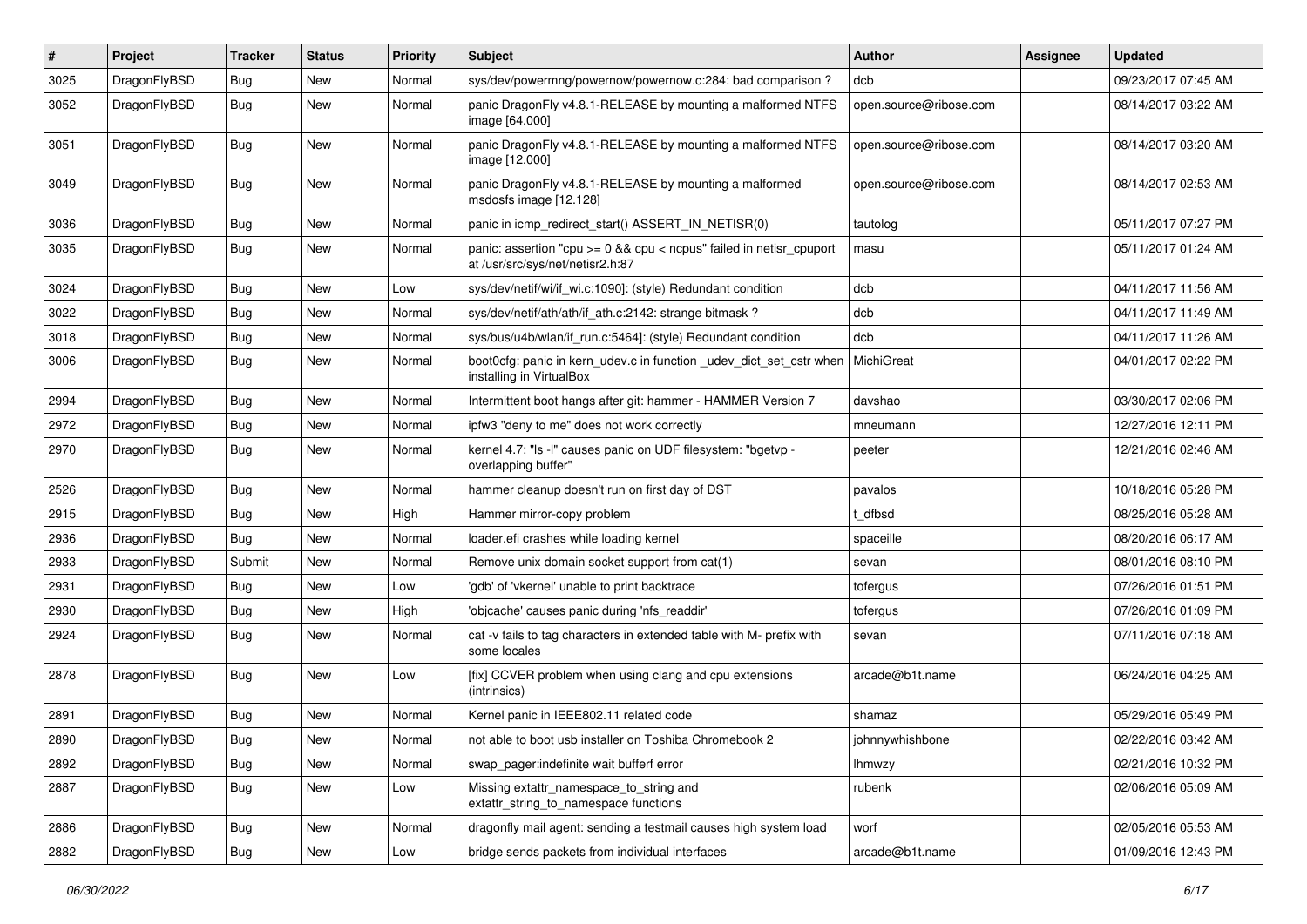| # | Project | Tracker | Status | Priority | Subject | Author | Assignee | Updated |
|---|---|---|---|---|---|---|---|---|
| 3025 | DragonFlyBSD | Bug | New | Normal | sys/dev/powermng/powernow/powernow.c:284: bad comparison ? | dcb | | 09/23/2017 07:45 AM |
| 3052 | DragonFlyBSD | Bug | New | Normal | panic DragonFly v4.8.1-RELEASE by mounting a malformed NTFS image [64.000] | open.source@ribose.com | | 08/14/2017 03:22 AM |
| 3051 | DragonFlyBSD | Bug | New | Normal | panic DragonFly v4.8.1-RELEASE by mounting a malformed NTFS image [12.000] | open.source@ribose.com | | 08/14/2017 03:20 AM |
| 3049 | DragonFlyBSD | Bug | New | Normal | panic DragonFly v4.8.1-RELEASE by mounting a malformed msdosfs image [12.128] | open.source@ribose.com | | 08/14/2017 02:53 AM |
| 3036 | DragonFlyBSD | Bug | New | Normal | panic in icmp_redirect_start() ASSERT_IN_NETISR(0) | tautolog | | 05/11/2017 07:27 PM |
| 3035 | DragonFlyBSD | Bug | New | Normal | panic: assertion "cpu >= 0 && cpu < ncpus" failed in netisr_cpuport at /usr/src/sys/net/netisr2.h:87 | masu | | 05/11/2017 01:24 AM |
| 3024 | DragonFlyBSD | Bug | New | Low | sys/dev/netif/wi/if_wi.c:1090]: (style) Redundant condition | dcb | | 04/11/2017 11:56 AM |
| 3022 | DragonFlyBSD | Bug | New | Normal | sys/dev/netif/ath/ath/if_ath.c:2142: strange bitmask ? | dcb | | 04/11/2017 11:49 AM |
| 3018 | DragonFlyBSD | Bug | New | Normal | sys/bus/u4b/wlan/if_run.c:5464]: (style) Redundant condition | dcb | | 04/11/2017 11:26 AM |
| 3006 | DragonFlyBSD | Bug | New | Normal | boot0cfg: panic in kern_udev.c in function _udev_dict_set_cstr when installing in VirtualBox | MichiGreat | | 04/01/2017 02:22 PM |
| 2994 | DragonFlyBSD | Bug | New | Normal | Intermittent boot hangs after git: hammer - HAMMER Version 7 | davshao | | 03/30/2017 02:06 PM |
| 2972 | DragonFlyBSD | Bug | New | Normal | ipfw3 "deny to me" does not work correctly | mneumann | | 12/27/2016 12:11 PM |
| 2970 | DragonFlyBSD | Bug | New | Normal | kernel 4.7: "ls -l" causes panic on UDF filesystem: "bgetvp - overlapping buffer" | peeter | | 12/21/2016 02:46 AM |
| 2526 | DragonFlyBSD | Bug | New | Normal | hammer cleanup doesn't run on first day of DST | pavalos | | 10/18/2016 05:28 PM |
| 2915 | DragonFlyBSD | Bug | New | High | Hammer mirror-copy problem | t_dfbsd | | 08/25/2016 05:28 AM |
| 2936 | DragonFlyBSD | Bug | New | Normal | loader.efi crashes while loading kernel | spaceille | | 08/20/2016 06:17 AM |
| 2933 | DragonFlyBSD | Submit | New | Normal | Remove unix domain socket support from cat(1) | sevan | | 08/01/2016 08:10 PM |
| 2931 | DragonFlyBSD | Bug | New | Low | 'gdb' of 'vkernel' unable to print backtrace | tofergus | | 07/26/2016 01:51 PM |
| 2930 | DragonFlyBSD | Bug | New | High | 'objcache' causes panic during 'nfs_readdir' | tofergus | | 07/26/2016 01:09 PM |
| 2924 | DragonFlyBSD | Bug | New | Normal | cat -v fails to tag characters in extended table with M- prefix with some locales | sevan | | 07/11/2016 07:18 AM |
| 2878 | DragonFlyBSD | Bug | New | Low | [fix] CCVER problem when using clang and cpu extensions (intrinsics) | arcade@b1t.name | | 06/24/2016 04:25 AM |
| 2891 | DragonFlyBSD | Bug | New | Normal | Kernel panic in IEEE802.11 related code | shamaz | | 05/29/2016 05:49 PM |
| 2890 | DragonFlyBSD | Bug | New | Normal | not able to boot usb installer on Toshiba Chromebook 2 | johnnywhishbone | | 02/22/2016 03:42 AM |
| 2892 | DragonFlyBSD | Bug | New | Normal | swap_pager:indefinite wait bufferf error | lhmwzy | | 02/21/2016 10:32 PM |
| 2887 | DragonFlyBSD | Bug | New | Low | Missing extattr_namespace_to_string and extattr_string_to_namespace functions | rubenk | | 02/06/2016 05:09 AM |
| 2886 | DragonFlyBSD | Bug | New | Normal | dragonfly mail agent: sending a testmail causes high system load | worf | | 02/05/2016 05:53 AM |
| 2882 | DragonFlyBSD | Bug | New | Low | bridge sends packets from individual interfaces | arcade@b1t.name | | 01/09/2016 12:43 PM |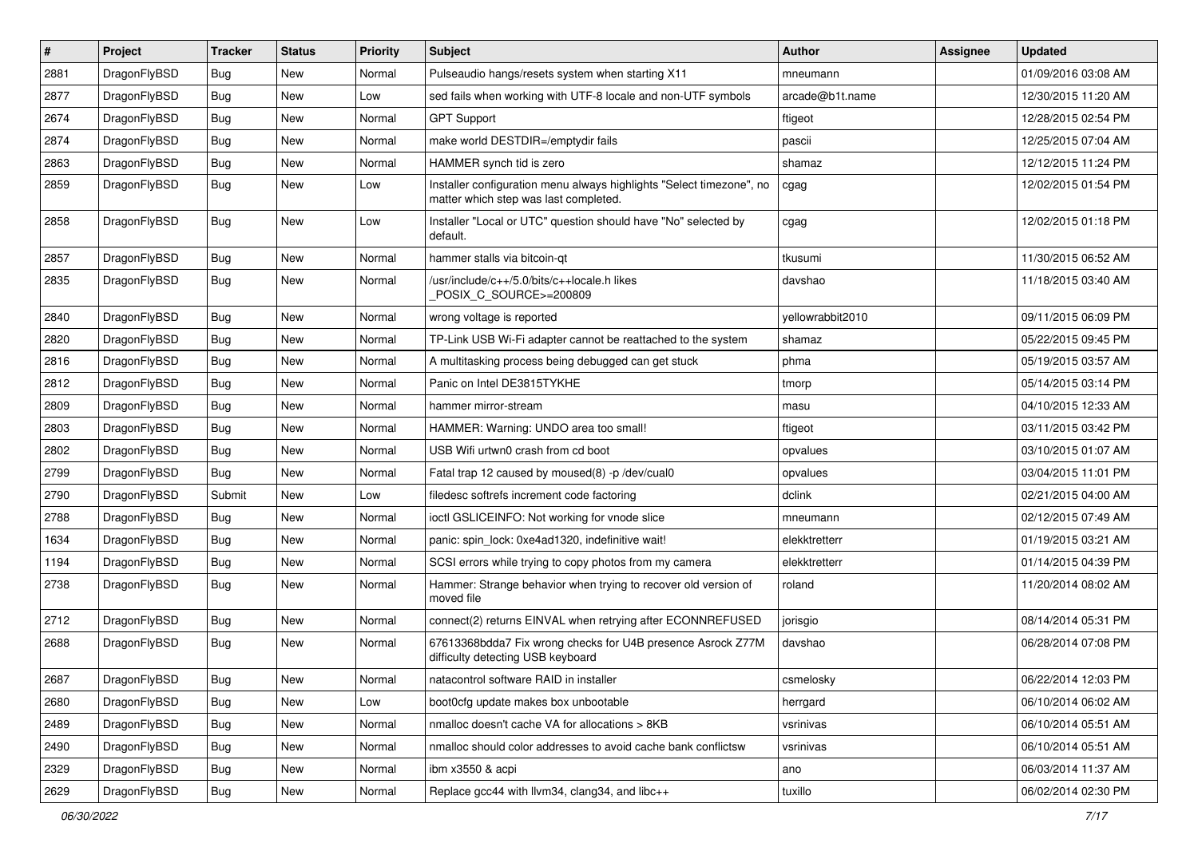| # | Project | Tracker | Status | Priority | Subject | Author | Assignee | Updated |
|---|---|---|---|---|---|---|---|---|
| 2881 | DragonFlyBSD | Bug | New | Normal | Pulseaudio hangs/resets system when starting X11 | mneumann | | 01/09/2016 03:08 AM |
| 2877 | DragonFlyBSD | Bug | New | Low | sed fails when working with UTF-8 locale and non-UTF symbols | arcade@b1t.name | | 12/30/2015 11:20 AM |
| 2674 | DragonFlyBSD | Bug | New | Normal | GPT Support | ftigeot | | 12/28/2015 02:54 PM |
| 2874 | DragonFlyBSD | Bug | New | Normal | make world DESTDIR=/emptydir fails | pascii | | 12/25/2015 07:04 AM |
| 2863 | DragonFlyBSD | Bug | New | Normal | HAMMER synch tid is zero | shamaz | | 12/12/2015 11:24 PM |
| 2859 | DragonFlyBSD | Bug | New | Low | Installer configuration menu always highlights "Select timezone", no matter which step was last completed. | cgag | | 12/02/2015 01:54 PM |
| 2858 | DragonFlyBSD | Bug | New | Low | Installer "Local or UTC" question should have "No" selected by default. | cgag | | 12/02/2015 01:18 PM |
| 2857 | DragonFlyBSD | Bug | New | Normal | hammer stalls via bitcoin-qt | tkusumi | | 11/30/2015 06:52 AM |
| 2835 | DragonFlyBSD | Bug | New | Normal | /usr/include/c++/5.0/bits/c++locale.h likes _POSIX_C_SOURCE>=200809 | davshao | | 11/18/2015 03:40 AM |
| 2840 | DragonFlyBSD | Bug | New | Normal | wrong voltage is reported | yellowrabbit2010 | | 09/11/2015 06:09 PM |
| 2820 | DragonFlyBSD | Bug | New | Normal | TP-Link USB Wi-Fi adapter cannot be reattached to the system | shamaz | | 05/22/2015 09:45 PM |
| 2816 | DragonFlyBSD | Bug | New | Normal | A multitasking process being debugged can get stuck | phma | | 05/19/2015 03:57 AM |
| 2812 | DragonFlyBSD | Bug | New | Normal | Panic on Intel DE3815TYKHE | tmorp | | 05/14/2015 03:14 PM |
| 2809 | DragonFlyBSD | Bug | New | Normal | hammer mirror-stream | masu | | 04/10/2015 12:33 AM |
| 2803 | DragonFlyBSD | Bug | New | Normal | HAMMER: Warning: UNDO area too small! | ftigeot | | 03/11/2015 03:42 PM |
| 2802 | DragonFlyBSD | Bug | New | Normal | USB Wifi urtwn0 crash from cd boot | opvalues | | 03/10/2015 01:07 AM |
| 2799 | DragonFlyBSD | Bug | New | Normal | Fatal trap 12 caused by moused(8) -p /dev/cual0 | opvalues | | 03/04/2015 11:01 PM |
| 2790 | DragonFlyBSD | Submit | New | Low | filedesc softrefs increment code factoring | dclink | | 02/21/2015 04:00 AM |
| 2788 | DragonFlyBSD | Bug | New | Normal | ioctl GSLICEINFO: Not working for vnode slice | mneumann | | 02/12/2015 07:49 AM |
| 1634 | DragonFlyBSD | Bug | New | Normal | panic: spin_lock: 0xe4ad1320, indefinitive wait! | elekktretterr | | 01/19/2015 03:21 AM |
| 1194 | DragonFlyBSD | Bug | New | Normal | SCSI errors while trying to copy photos from my camera | elekktretterr | | 01/14/2015 04:39 PM |
| 2738 | DragonFlyBSD | Bug | New | Normal | Hammer: Strange behavior when trying to recover old version of moved file | roland | | 11/20/2014 08:02 AM |
| 2712 | DragonFlyBSD | Bug | New | Normal | connect(2) returns EINVAL when retrying after ECONNREFUSED | jorisgio | | 08/14/2014 05:31 PM |
| 2688 | DragonFlyBSD | Bug | New | Normal | 67613368bdda7 Fix wrong checks for U4B presence Asrock Z77M difficulty detecting USB keyboard | davshao | | 06/28/2014 07:08 PM |
| 2687 | DragonFlyBSD | Bug | New | Normal | natacontrol software RAID in installer | csmelosky | | 06/22/2014 12:03 PM |
| 2680 | DragonFlyBSD | Bug | New | Low | boot0cfg update makes box unbootable | herrgard | | 06/10/2014 06:02 AM |
| 2489 | DragonFlyBSD | Bug | New | Normal | nmalloc doesn't cache VA for allocations > 8KB | vsrinivas | | 06/10/2014 05:51 AM |
| 2490 | DragonFlyBSD | Bug | New | Normal | nmalloc should color addresses to avoid cache bank conflictsw | vsrinivas | | 06/10/2014 05:51 AM |
| 2329 | DragonFlyBSD | Bug | New | Normal | ibm x3550 & acpi | ano | | 06/03/2014 11:37 AM |
| 2629 | DragonFlyBSD | Bug | New | Normal | Replace gcc44 with llvm34, clang34, and libc++ | tuxillo | | 06/02/2014 02:30 PM |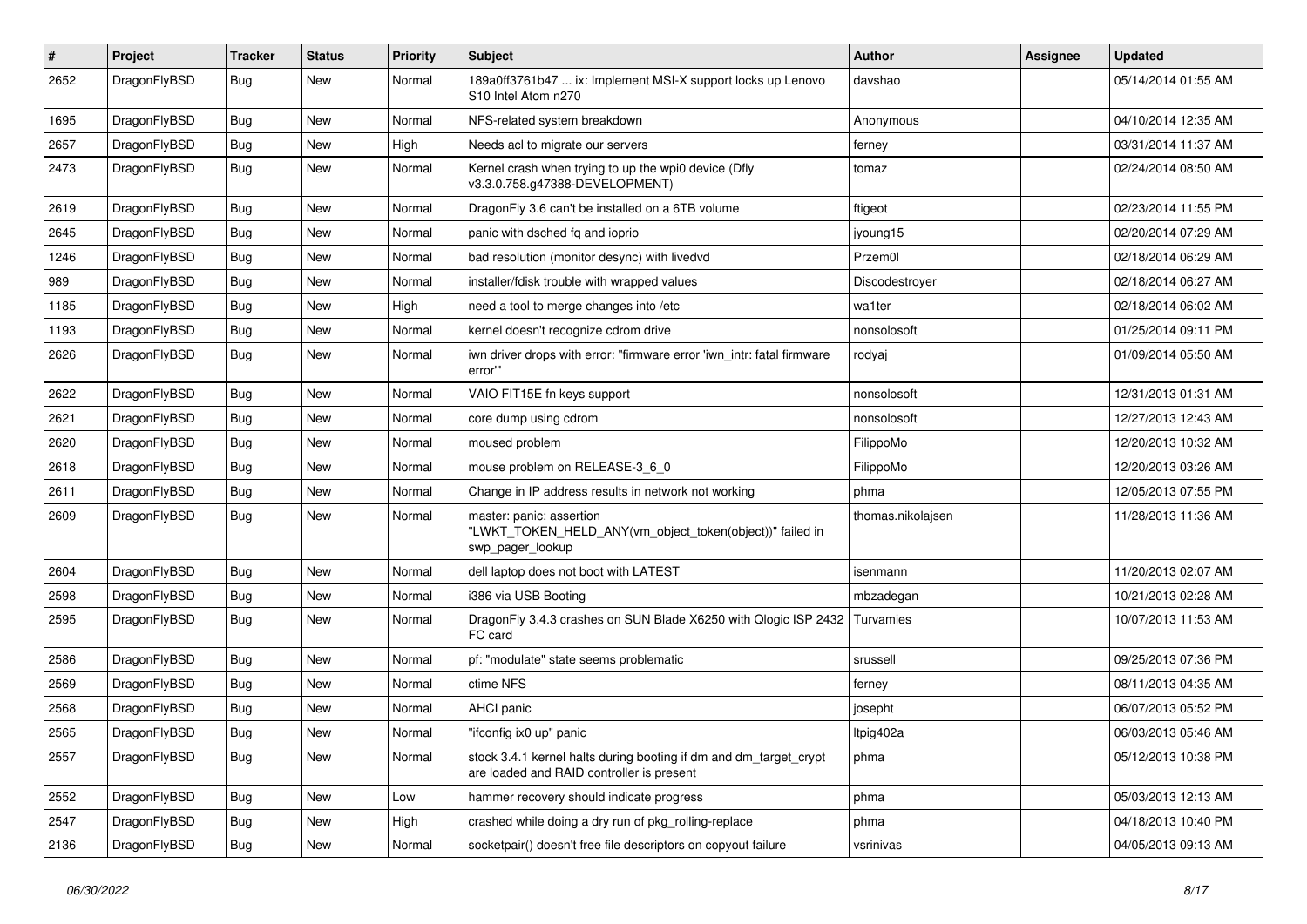| # | Project | Tracker | Status | Priority | Subject | Author | Assignee | Updated |
|---|---|---|---|---|---|---|---|---|
| 2652 | DragonFlyBSD | Bug | New | Normal | 189a0ff3761b47 ... ix: Implement MSI-X support locks up Lenovo S10 Intel Atom n270 | davshao | | 05/14/2014 01:55 AM |
| 1695 | DragonFlyBSD | Bug | New | Normal | NFS-related system breakdown | Anonymous | | 04/10/2014 12:35 AM |
| 2657 | DragonFlyBSD | Bug | New | High | Needs acl to migrate our servers | ferney | | 03/31/2014 11:37 AM |
| 2473 | DragonFlyBSD | Bug | New | Normal | Kernel crash when trying to up the wpi0 device (Dfly v3.3.0.758.g47388-DEVELOPMENT) | tomaz | | 02/24/2014 08:50 AM |
| 2619 | DragonFlyBSD | Bug | New | Normal | DragonFly 3.6 can't be installed on a 6TB volume | ftigeot | | 02/23/2014 11:55 PM |
| 2645 | DragonFlyBSD | Bug | New | Normal | panic with dsched fq and ioprio | jyoung15 | | 02/20/2014 07:29 AM |
| 1246 | DragonFlyBSD | Bug | New | Normal | bad resolution (monitor desync) with livedvd | Przem0l | | 02/18/2014 06:29 AM |
| 989 | DragonFlyBSD | Bug | New | Normal | installer/fdisk trouble with wrapped values | Discodestroyer | | 02/18/2014 06:27 AM |
| 1185 | DragonFlyBSD | Bug | New | High | need a tool to merge changes into /etc | wa1ter | | 02/18/2014 06:02 AM |
| 1193 | DragonFlyBSD | Bug | New | Normal | kernel doesn't recognize cdrom drive | nonsolosoft | | 01/25/2014 09:11 PM |
| 2626 | DragonFlyBSD | Bug | New | Normal | iwn driver drops with error: "firmware error 'iwn_intr: fatal firmware error'" | rodyaj | | 01/09/2014 05:50 AM |
| 2622 | DragonFlyBSD | Bug | New | Normal | VAIO FIT15E fn keys support | nonsolosoft | | 12/31/2013 01:31 AM |
| 2621 | DragonFlyBSD | Bug | New | Normal | core dump using cdrom | nonsolosoft | | 12/27/2013 12:43 AM |
| 2620 | DragonFlyBSD | Bug | New | Normal | moused problem | FilippoMo | | 12/20/2013 10:32 AM |
| 2618 | DragonFlyBSD | Bug | New | Normal | mouse problem on RELEASE-3_6_0 | FilippoMo | | 12/20/2013 03:26 AM |
| 2611 | DragonFlyBSD | Bug | New | Normal | Change in IP address results in network not working | phma | | 12/05/2013 07:55 PM |
| 2609 | DragonFlyBSD | Bug | New | Normal | master: panic: assertion "LWKT_TOKEN_HELD_ANY(vm_object_token(object))" failed in swp_pager_lookup | thomas.nikolajsen | | 11/28/2013 11:36 AM |
| 2604 | DragonFlyBSD | Bug | New | Normal | dell laptop does not boot with LATEST | isenmann | | 11/20/2013 02:07 AM |
| 2598 | DragonFlyBSD | Bug | New | Normal | i386 via USB Booting | mbzadegan | | 10/21/2013 02:28 AM |
| 2595 | DragonFlyBSD | Bug | New | Normal | DragonFly 3.4.3 crashes on SUN Blade X6250 with Qlogic ISP 2432 FC card | Turvamies | | 10/07/2013 11:53 AM |
| 2586 | DragonFlyBSD | Bug | New | Normal | pf: "modulate" state seems problematic | srussell | | 09/25/2013 07:36 PM |
| 2569 | DragonFlyBSD | Bug | New | Normal | ctime NFS | ferney | | 08/11/2013 04:35 AM |
| 2568 | DragonFlyBSD | Bug | New | Normal | AHCI panic | josepht | | 06/07/2013 05:52 PM |
| 2565 | DragonFlyBSD | Bug | New | Normal | "ifconfig ix0 up" panic | Itpig402a | | 06/03/2013 05:46 AM |
| 2557 | DragonFlyBSD | Bug | New | Normal | stock 3.4.1 kernel halts during booting if dm and dm_target_crypt are loaded and RAID controller is present | phma | | 05/12/2013 10:38 PM |
| 2552 | DragonFlyBSD | Bug | New | Low | hammer recovery should indicate progress | phma | | 05/03/2013 12:13 AM |
| 2547 | DragonFlyBSD | Bug | New | High | crashed while doing a dry run of pkg_rolling-replace | phma | | 04/18/2013 10:40 PM |
| 2136 | DragonFlyBSD | Bug | New | Normal | socketpair() doesn't free file descriptors on copyout failure | vsrinivas | | 04/05/2013 09:13 AM |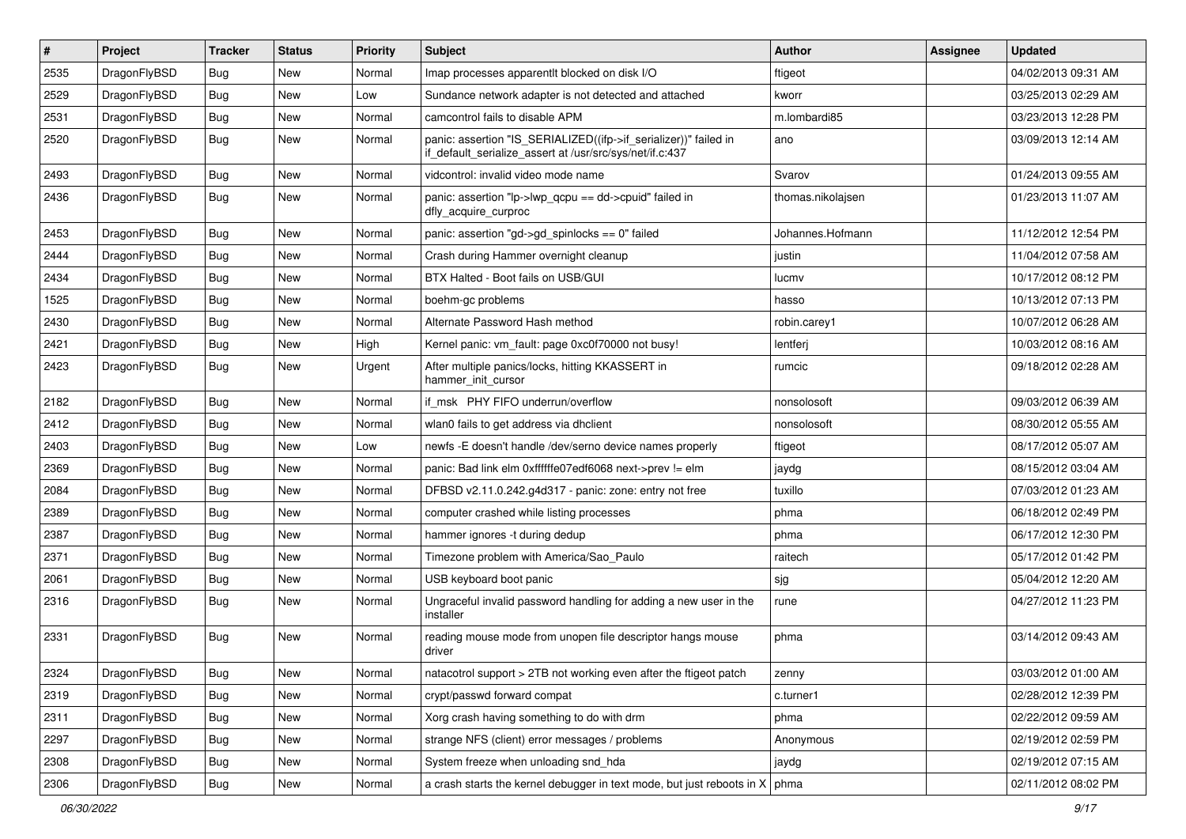| # | Project | Tracker | Status | Priority | Subject | Author | Assignee | Updated |
|---|---|---|---|---|---|---|---|---|
| 2535 | DragonFlyBSD | Bug | New | Normal | Imap processes apparentlt blocked on disk I/O | ftigeot | | 04/02/2013 09:31 AM |
| 2529 | DragonFlyBSD | Bug | New | Low | Sundance network adapter is not detected and attached | kworr | | 03/25/2013 02:29 AM |
| 2531 | DragonFlyBSD | Bug | New | Normal | camcontrol fails to disable APM | m.lombardi85 | | 03/23/2013 12:28 PM |
| 2520 | DragonFlyBSD | Bug | New | Normal | panic: assertion "IS_SERIALIZED((ifp->if_serializer))" failed in if_default_serialize_assert at /usr/src/sys/net/if.c:437 | ano | | 03/09/2013 12:14 AM |
| 2493 | DragonFlyBSD | Bug | New | Normal | vidcontrol: invalid video mode name | Svarov | | 01/24/2013 09:55 AM |
| 2436 | DragonFlyBSD | Bug | New | Normal | panic: assertion "lp->lwp_qcpu == dd->cpuid" failed in dfly_acquire_curproc | thomas.nikolajsen | | 01/23/2013 11:07 AM |
| 2453 | DragonFlyBSD | Bug | New | Normal | panic: assertion "gd->gd_spinlocks == 0" failed | Johannes.Hofmann | | 11/12/2012 12:54 PM |
| 2444 | DragonFlyBSD | Bug | New | Normal | Crash during Hammer overnight cleanup | justin | | 11/04/2012 07:58 AM |
| 2434 | DragonFlyBSD | Bug | New | Normal | BTX Halted - Boot fails on USB/GUI | lucmv | | 10/17/2012 08:12 PM |
| 1525 | DragonFlyBSD | Bug | New | Normal | boehm-gc problems | hasso | | 10/13/2012 07:13 PM |
| 2430 | DragonFlyBSD | Bug | New | Normal | Alternate Password Hash method | robin.carey1 | | 10/07/2012 06:28 AM |
| 2421 | DragonFlyBSD | Bug | New | High | Kernel panic: vm_fault: page 0xc0f70000 not busy! | lentferj | | 10/03/2012 08:16 AM |
| 2423 | DragonFlyBSD | Bug | New | Urgent | After multiple panics/locks, hitting KKASSERT in hammer_init_cursor | rumcic | | 09/18/2012 02:28 AM |
| 2182 | DragonFlyBSD | Bug | New | Normal | if_msk PHY FIFO underrun/overflow | nonsolosoft | | 09/03/2012 06:39 AM |
| 2412 | DragonFlyBSD | Bug | New | Normal | wlan0 fails to get address via dhclient | nonsolosoft | | 08/30/2012 05:55 AM |
| 2403 | DragonFlyBSD | Bug | New | Low | newfs -E doesn't handle /dev/serno device names properly | ftigeot | | 08/17/2012 05:07 AM |
| 2369 | DragonFlyBSD | Bug | New | Normal | panic: Bad link elm 0xffffffe07edf6068 next->prev != elm | jaydg | | 08/15/2012 03:04 AM |
| 2084 | DragonFlyBSD | Bug | New | Normal | DFBSD v2.11.0.242.g4d317 - panic: zone: entry not free | tuxillo | | 07/03/2012 01:23 AM |
| 2389 | DragonFlyBSD | Bug | New | Normal | computer crashed while listing processes | phma | | 06/18/2012 02:49 PM |
| 2387 | DragonFlyBSD | Bug | New | Normal | hammer ignores -t during dedup | phma | | 06/17/2012 12:30 PM |
| 2371 | DragonFlyBSD | Bug | New | Normal | Timezone problem with America/Sao_Paulo | raitech | | 05/17/2012 01:42 PM |
| 2061 | DragonFlyBSD | Bug | New | Normal | USB keyboard boot panic | sjg | | 05/04/2012 12:20 AM |
| 2316 | DragonFlyBSD | Bug | New | Normal | Ungraceful invalid password handling for adding a new user in the installer | rune | | 04/27/2012 11:23 PM |
| 2331 | DragonFlyBSD | Bug | New | Normal | reading mouse mode from unopen file descriptor hangs mouse driver | phma | | 03/14/2012 09:43 AM |
| 2324 | DragonFlyBSD | Bug | New | Normal | natacotrol support > 2TB not working even after the ftigeot patch | zenny | | 03/03/2012 01:00 AM |
| 2319 | DragonFlyBSD | Bug | New | Normal | crypt/passwd forward compat | c.turner1 | | 02/28/2012 12:39 PM |
| 2311 | DragonFlyBSD | Bug | New | Normal | Xorg crash having something to do with drm | phma | | 02/22/2012 09:59 AM |
| 2297 | DragonFlyBSD | Bug | New | Normal | strange NFS (client) error messages / problems | Anonymous | | 02/19/2012 02:59 PM |
| 2308 | DragonFlyBSD | Bug | New | Normal | System freeze when unloading snd_hda | jaydg | | 02/19/2012 07:15 AM |
| 2306 | DragonFlyBSD | Bug | New | Normal | a crash starts the kernel debugger in text mode, but just reboots in X | phma | | 02/11/2012 08:02 PM |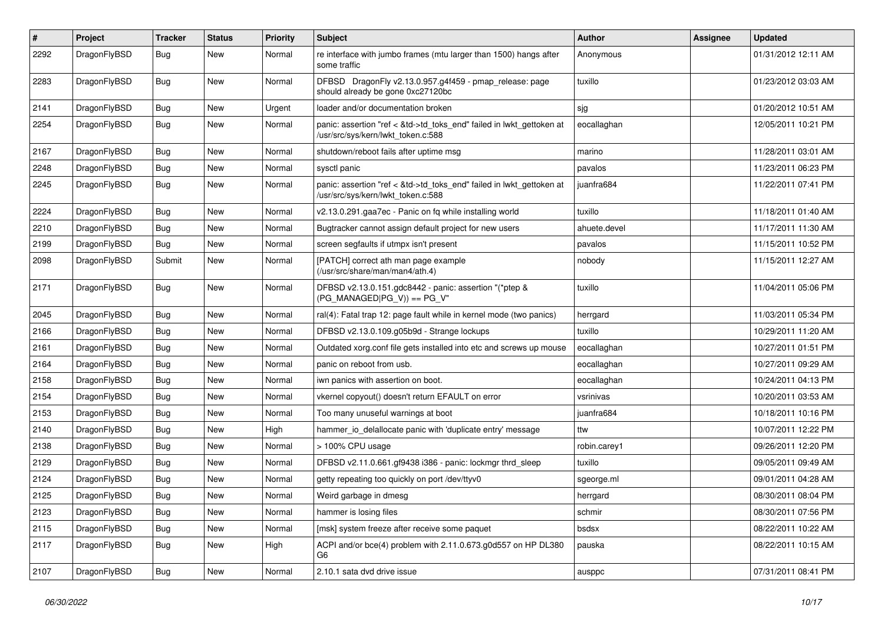| # | Project | Tracker | Status | Priority | Subject | Author | Assignee | Updated |
| --- | --- | --- | --- | --- | --- | --- | --- | --- |
| 2292 | DragonFlyBSD | Bug | New | Normal | re interface with jumbo frames (mtu larger than 1500) hangs after some traffic | Anonymous | | 01/31/2012 12:11 AM |
| 2283 | DragonFlyBSD | Bug | New | Normal | DFBSD DragonFly v2.13.0.957.g4f459 - pmap_release: page should already be gone 0xc27120bc | tuxillo | | 01/23/2012 03:03 AM |
| 2141 | DragonFlyBSD | Bug | New | Urgent | loader and/or documentation broken | sjg | | 01/20/2012 10:51 AM |
| 2254 | DragonFlyBSD | Bug | New | Normal | panic: assertion "ref < &td->td_toks_end" failed in lwkt_gettoken at /usr/src/sys/kern/lwkt_token.c:588 | eocallaghan | | 12/05/2011 10:21 PM |
| 2167 | DragonFlyBSD | Bug | New | Normal | shutdown/reboot fails after uptime msg | marino | | 11/28/2011 03:01 AM |
| 2248 | DragonFlyBSD | Bug | New | Normal | sysctl panic | pavalos | | 11/23/2011 06:23 PM |
| 2245 | DragonFlyBSD | Bug | New | Normal | panic: assertion "ref < &td->td_toks_end" failed in lwkt_gettoken at /usr/src/sys/kern/lwkt_token.c:588 | juanfra684 | | 11/22/2011 07:41 PM |
| 2224 | DragonFlyBSD | Bug | New | Normal | v2.13.0.291.gaa7ec - Panic on fq while installing world | tuxillo | | 11/18/2011 01:40 AM |
| 2210 | DragonFlyBSD | Bug | New | Normal | Bugtracker cannot assign default project for new users | ahuete.devel | | 11/17/2011 11:30 AM |
| 2199 | DragonFlyBSD | Bug | New | Normal | screen segfaults if utmpx isn't present | pavalos | | 11/15/2011 10:52 PM |
| 2098 | DragonFlyBSD | Submit | New | Normal | [PATCH] correct ath man page example (/usr/src/share/man/man4/ath.4) | nobody | | 11/15/2011 12:27 AM |
| 2171 | DragonFlyBSD | Bug | New | Normal | DFBSD v2.13.0.151.gdc8442 - panic: assertion "(*ptep & (PG_MANAGED\|PG_V)) == PG_V" | tuxillo | | 11/04/2011 05:06 PM |
| 2045 | DragonFlyBSD | Bug | New | Normal | ral(4): Fatal trap 12: page fault while in kernel mode (two panics) | herrgard | | 11/03/2011 05:34 PM |
| 2166 | DragonFlyBSD | Bug | New | Normal | DFBSD v2.13.0.109.g05b9d - Strange lockups | tuxillo | | 10/29/2011 11:20 AM |
| 2161 | DragonFlyBSD | Bug | New | Normal | Outdated xorg.conf file gets installed into etc and screws up mouse | eocallaghan | | 10/27/2011 01:51 PM |
| 2164 | DragonFlyBSD | Bug | New | Normal | panic on reboot from usb. | eocallaghan | | 10/27/2011 09:29 AM |
| 2158 | DragonFlyBSD | Bug | New | Normal | iwn panics with assertion on boot. | eocallaghan | | 10/24/2011 04:13 PM |
| 2154 | DragonFlyBSD | Bug | New | Normal | vkernel copyout() doesn't return EFAULT on error | vsrinivas | | 10/20/2011 03:53 AM |
| 2153 | DragonFlyBSD | Bug | New | Normal | Too many unuseful warnings at boot | juanfra684 | | 10/18/2011 10:16 PM |
| 2140 | DragonFlyBSD | Bug | New | High | hammer_io_delallocate panic with 'duplicate entry' message | ttw | | 10/07/2011 12:22 PM |
| 2138 | DragonFlyBSD | Bug | New | Normal | > 100% CPU usage | robin.carey1 | | 09/26/2011 12:20 PM |
| 2129 | DragonFlyBSD | Bug | New | Normal | DFBSD v2.11.0.661.gf9438 i386 - panic: lockmgr thrd_sleep | tuxillo | | 09/05/2011 09:49 AM |
| 2124 | DragonFlyBSD | Bug | New | Normal | getty repeating too quickly on port /dev/ttyv0 | sgeorge.ml | | 09/01/2011 04:28 AM |
| 2125 | DragonFlyBSD | Bug | New | Normal | Weird garbage in dmesg | herrgard | | 08/30/2011 08:04 PM |
| 2123 | DragonFlyBSD | Bug | New | Normal | hammer is losing files | schmir | | 08/30/2011 07:56 PM |
| 2115 | DragonFlyBSD | Bug | New | Normal | [msk] system freeze after receive some paquet | bsdsx | | 08/22/2011 10:22 AM |
| 2117 | DragonFlyBSD | Bug | New | High | ACPI and/or bce(4) problem with 2.11.0.673.g0d557 on HP DL380 G6 | pauska | | 08/22/2011 10:15 AM |
| 2107 | DragonFlyBSD | Bug | New | Normal | 2.10.1 sata dvd drive issue | ausppc | | 07/31/2011 08:41 PM |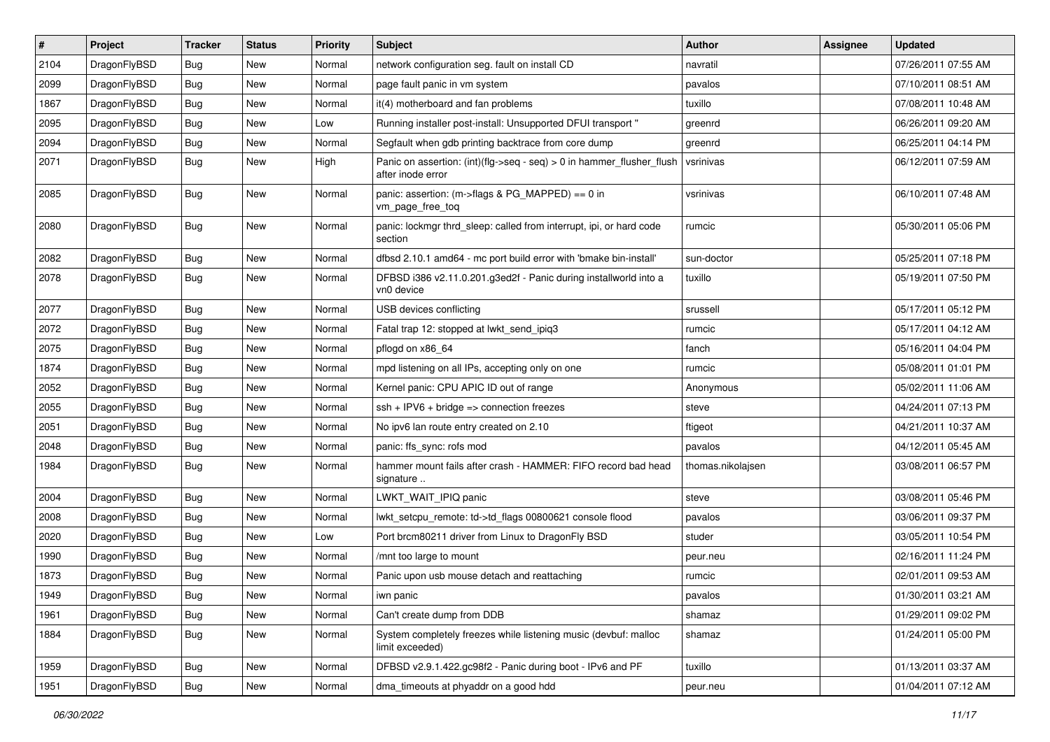| # | Project | Tracker | Status | Priority | Subject | Author | Assignee | Updated |
| --- | --- | --- | --- | --- | --- | --- | --- | --- |
| 2104 | DragonFlyBSD | Bug | New | Normal | network configuration seg. fault on install CD | navratil | | 07/26/2011 07:55 AM |
| 2099 | DragonFlyBSD | Bug | New | Normal | page fault panic in vm system | pavalos | | 07/10/2011 08:51 AM |
| 1867 | DragonFlyBSD | Bug | New | Normal | it(4) motherboard and fan problems | tuxillo | | 07/08/2011 10:48 AM |
| 2095 | DragonFlyBSD | Bug | New | Low | Running installer post-install: Unsupported DFUI transport " | greenrd | | 06/26/2011 09:20 AM |
| 2094 | DragonFlyBSD | Bug | New | Normal | Segfault when gdb printing backtrace from core dump | greenrd | | 06/25/2011 04:14 PM |
| 2071 | DragonFlyBSD | Bug | New | High | Panic on assertion: (int)(flg->seq - seq) > 0 in hammer_flusher_flush after inode error | vsrinivas | | 06/12/2011 07:59 AM |
| 2085 | DragonFlyBSD | Bug | New | Normal | panic: assertion: (m->flags & PG_MAPPED) == 0 in vm_page_free_toq | vsrinivas | | 06/10/2011 07:48 AM |
| 2080 | DragonFlyBSD | Bug | New | Normal | panic: lockmgr thrd_sleep: called from interrupt, ipi, or hard code section | rumcic | | 05/30/2011 05:06 PM |
| 2082 | DragonFlyBSD | Bug | New | Normal | dfbsd 2.10.1 amd64 - mc port build error with 'bmake bin-install' | sun-doctor | | 05/25/2011 07:18 PM |
| 2078 | DragonFlyBSD | Bug | New | Normal | DFBSD i386 v2.11.0.201.g3ed2f - Panic during installworld into a vn0 device | tuxillo | | 05/19/2011 07:50 PM |
| 2077 | DragonFlyBSD | Bug | New | Normal | USB devices conflicting | srussell | | 05/17/2011 05:12 PM |
| 2072 | DragonFlyBSD | Bug | New | Normal | Fatal trap 12: stopped at lwkt_send_ipiq3 | rumcic | | 05/17/2011 04:12 AM |
| 2075 | DragonFlyBSD | Bug | New | Normal | pflogd on x86_64 | fanch | | 05/16/2011 04:04 PM |
| 1874 | DragonFlyBSD | Bug | New | Normal | mpd listening on all IPs, accepting only on one | rumcic | | 05/08/2011 01:01 PM |
| 2052 | DragonFlyBSD | Bug | New | Normal | Kernel panic: CPU APIC ID out of range | Anonymous | | 05/02/2011 11:06 AM |
| 2055 | DragonFlyBSD | Bug | New | Normal | ssh + IPV6 + bridge => connection freezes | steve | | 04/24/2011 07:13 PM |
| 2051 | DragonFlyBSD | Bug | New | Normal | No ipv6 lan route entry created on 2.10 | ftigeot | | 04/21/2011 10:37 AM |
| 2048 | DragonFlyBSD | Bug | New | Normal | panic: ffs_sync: rofs mod | pavalos | | 04/12/2011 05:45 AM |
| 1984 | DragonFlyBSD | Bug | New | Normal | hammer mount fails after crash - HAMMER: FIFO record bad head signature .. | thomas.nikolajsen | | 03/08/2011 06:57 PM |
| 2004 | DragonFlyBSD | Bug | New | Normal | LWKT_WAIT_IPIQ panic | steve | | 03/08/2011 05:46 PM |
| 2008 | DragonFlyBSD | Bug | New | Normal | lwkt_setcpu_remote: td->td_flags 00800621 console flood | pavalos | | 03/06/2011 09:37 PM |
| 2020 | DragonFlyBSD | Bug | New | Low | Port brcm80211 driver from Linux to DragonFly BSD | studer | | 03/05/2011 10:54 PM |
| 1990 | DragonFlyBSD | Bug | New | Normal | /mnt too large to mount | peur.neu | | 02/16/2011 11:24 PM |
| 1873 | DragonFlyBSD | Bug | New | Normal | Panic upon usb mouse detach and reattaching | rumcic | | 02/01/2011 09:53 AM |
| 1949 | DragonFlyBSD | Bug | New | Normal | iwn panic | pavalos | | 01/30/2011 03:21 AM |
| 1961 | DragonFlyBSD | Bug | New | Normal | Can't create dump from DDB | shamaz | | 01/29/2011 09:02 PM |
| 1884 | DragonFlyBSD | Bug | New | Normal | System completely freezes while listening music (devbuf: malloc limit exceeded) | shamaz | | 01/24/2011 05:00 PM |
| 1959 | DragonFlyBSD | Bug | New | Normal | DFBSD v2.9.1.422.gc98f2 - Panic during boot - IPv6 and PF | tuxillo | | 01/13/2011 03:37 AM |
| 1951 | DragonFlyBSD | Bug | New | Normal | dma_timeouts at phyaddr on a good hdd | peur.neu | | 01/04/2011 07:12 AM |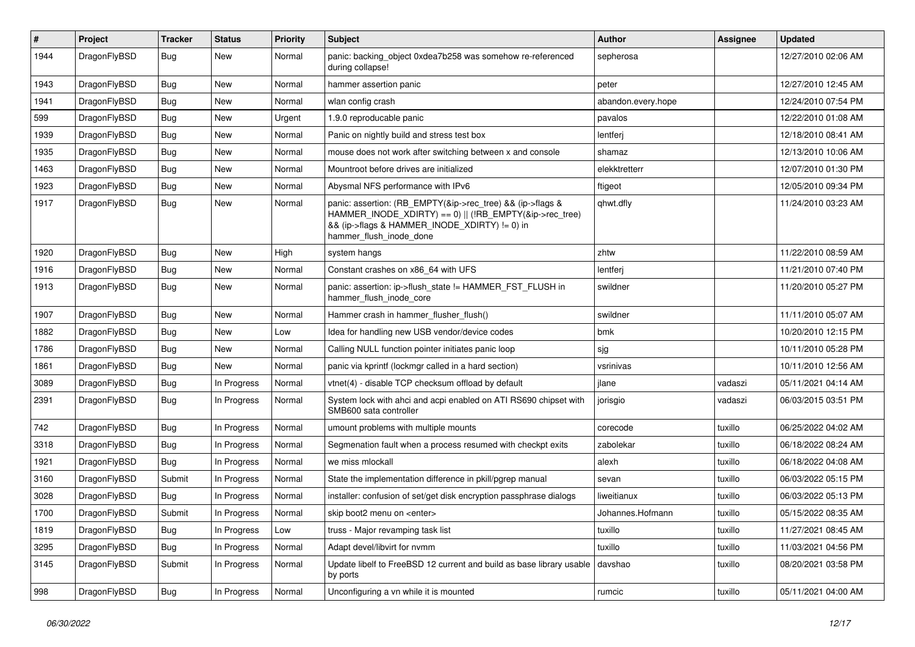| # | Project | Tracker | Status | Priority | Subject | Author | Assignee | Updated |
| --- | --- | --- | --- | --- | --- | --- | --- | --- |
| 1944 | DragonFlyBSD | Bug | New | Normal | panic: backing_object 0xdea7b258 was somehow re-referenced during collapse! | sepherosa | | 12/27/2010 02:06 AM |
| 1943 | DragonFlyBSD | Bug | New | Normal | hammer assertion panic | peter | | 12/27/2010 12:45 AM |
| 1941 | DragonFlyBSD | Bug | New | Normal | wlan config crash | abandon.every.hope | | 12/24/2010 07:54 PM |
| 599 | DragonFlyBSD | Bug | New | Urgent | 1.9.0 reproducable panic | pavalos | | 12/22/2010 01:08 AM |
| 1939 | DragonFlyBSD | Bug | New | Normal | Panic on nightly build and stress test box | lentferj | | 12/18/2010 08:41 AM |
| 1935 | DragonFlyBSD | Bug | New | Normal | mouse does not work after switching between x and console | shamaz | | 12/13/2010 10:06 AM |
| 1463 | DragonFlyBSD | Bug | New | Normal | Mountroot before drives are initialized | elekktretterr | | 12/07/2010 01:30 PM |
| 1923 | DragonFlyBSD | Bug | New | Normal | Abysmal NFS performance with IPv6 | ftigeot | | 12/05/2010 09:34 PM |
| 1917 | DragonFlyBSD | Bug | New | Normal | panic: assertion: (RB_EMPTY(&ip->rec_tree) && (ip->flags & HAMMER_INODE_XDIRTY) == 0) \|\| (!RB_EMPTY(&ip->rec_tree) && (ip->flags & HAMMER_INODE_XDIRTY) != 0) in hammer_flush_inode_done | qhwt.dfly | | 11/24/2010 03:23 AM |
| 1920 | DragonFlyBSD | Bug | New | High | system hangs | zhtw | | 11/22/2010 08:59 AM |
| 1916 | DragonFlyBSD | Bug | New | Normal | Constant crashes on x86_64 with UFS | lentferj | | 11/21/2010 07:40 PM |
| 1913 | DragonFlyBSD | Bug | New | Normal | panic: assertion: ip->flush_state != HAMMER_FST_FLUSH in hammer_flush_inode_core | swildner | | 11/20/2010 05:27 PM |
| 1907 | DragonFlyBSD | Bug | New | Normal | Hammer crash in hammer_flusher_flush() | swildner | | 11/11/2010 05:07 AM |
| 1882 | DragonFlyBSD | Bug | New | Low | Idea for handling new USB vendor/device codes | bmk | | 10/20/2010 12:15 PM |
| 1786 | DragonFlyBSD | Bug | New | Normal | Calling NULL function pointer initiates panic loop | sjg | | 10/11/2010 05:28 PM |
| 1861 | DragonFlyBSD | Bug | New | Normal | panic via kprintf (lockmgr called in a hard section) | vsrinivas | | 10/11/2010 12:56 AM |
| 3089 | DragonFlyBSD | Bug | In Progress | Normal | vtnet(4) - disable TCP checksum offload by default | jlane | vadaszi | 05/11/2021 04:14 AM |
| 2391 | DragonFlyBSD | Bug | In Progress | Normal | System lock with ahci and acpi enabled on ATI RS690 chipset with SMB600 sata controller | jorisgio | vadaszi | 06/03/2015 03:51 PM |
| 742 | DragonFlyBSD | Bug | In Progress | Normal | umount problems with multiple mounts | corecode | tuxillo | 06/25/2022 04:02 AM |
| 3318 | DragonFlyBSD | Bug | In Progress | Normal | Segmenation fault when a process resumed with checkpt exits | zabolekar | tuxillo | 06/18/2022 08:24 AM |
| 1921 | DragonFlyBSD | Bug | In Progress | Normal | we miss mlockall | alexh | tuxillo | 06/18/2022 04:08 AM |
| 3160 | DragonFlyBSD | Submit | In Progress | Normal | State the implementation difference in pkill/pgrep manual | sevan | tuxillo | 06/03/2022 05:15 PM |
| 3028 | DragonFlyBSD | Bug | In Progress | Normal | installer: confusion of set/get disk encryption passphrase dialogs | liweitianux | tuxillo | 06/03/2022 05:13 PM |
| 1700 | DragonFlyBSD | Submit | In Progress | Normal | skip boot2 menu on <enter> | Johannes.Hofmann | tuxillo | 05/15/2022 08:35 AM |
| 1819 | DragonFlyBSD | Bug | In Progress | Low | truss - Major revamping task list | tuxillo | tuxillo | 11/27/2021 08:45 AM |
| 3295 | DragonFlyBSD | Bug | In Progress | Normal | Adapt devel/libvirt for nvmm | tuxillo | tuxillo | 11/03/2021 04:56 PM |
| 3145 | DragonFlyBSD | Submit | In Progress | Normal | Update libelf to FreeBSD 12 current and build as base library usable by ports | davshao | tuxillo | 08/20/2021 03:58 PM |
| 998 | DragonFlyBSD | Bug | In Progress | Normal | Unconfiguring a vn while it is mounted | rumcic | tuxillo | 05/11/2021 04:00 AM |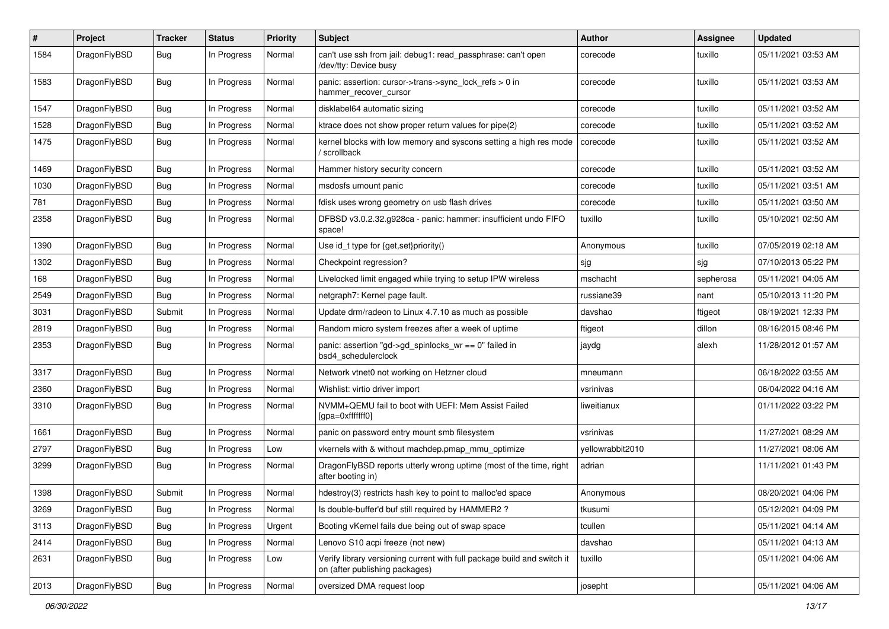| # | Project | Tracker | Status | Priority | Subject | Author | Assignee | Updated |
| --- | --- | --- | --- | --- | --- | --- | --- | --- |
| 1584 | DragonFlyBSD | Bug | In Progress | Normal | can't use ssh from jail: debug1: read_passphrase: can't open /dev/tty: Device busy | corecode | tuxillo | 05/11/2021 03:53 AM |
| 1583 | DragonFlyBSD | Bug | In Progress | Normal | panic: assertion: cursor->trans->sync_lock_refs > 0 in hammer_recover_cursor | corecode | tuxillo | 05/11/2021 03:53 AM |
| 1547 | DragonFlyBSD | Bug | In Progress | Normal | disklabel64 automatic sizing | corecode | tuxillo | 05/11/2021 03:52 AM |
| 1528 | DragonFlyBSD | Bug | In Progress | Normal | ktrace does not show proper return values for pipe(2) | corecode | tuxillo | 05/11/2021 03:52 AM |
| 1475 | DragonFlyBSD | Bug | In Progress | Normal | kernel blocks with low memory and syscons setting a high res mode / scrollback | corecode | tuxillo | 05/11/2021 03:52 AM |
| 1469 | DragonFlyBSD | Bug | In Progress | Normal | Hammer history security concern | corecode | tuxillo | 05/11/2021 03:52 AM |
| 1030 | DragonFlyBSD | Bug | In Progress | Normal | msdosfs umount panic | corecode | tuxillo | 05/11/2021 03:51 AM |
| 781 | DragonFlyBSD | Bug | In Progress | Normal | fdisk uses wrong geometry on usb flash drives | corecode | tuxillo | 05/11/2021 03:50 AM |
| 2358 | DragonFlyBSD | Bug | In Progress | Normal | DFBSD v3.0.2.32.g928ca - panic: hammer: insufficient undo FIFO space! | tuxillo | tuxillo | 05/10/2021 02:50 AM |
| 1390 | DragonFlyBSD | Bug | In Progress | Normal | Use id_t type for {get,set}priority() | Anonymous | tuxillo | 07/05/2019 02:18 AM |
| 1302 | DragonFlyBSD | Bug | In Progress | Normal | Checkpoint regression? | sjg | sjg | 07/10/2013 05:22 PM |
| 168 | DragonFlyBSD | Bug | In Progress | Normal | Livelocked limit engaged while trying to setup IPW wireless | mschacht | sepherosa | 05/11/2021 04:05 AM |
| 2549 | DragonFlyBSD | Bug | In Progress | Normal | netgraph7: Kernel page fault. | russiane39 | nant | 05/10/2013 11:20 PM |
| 3031 | DragonFlyBSD | Submit | In Progress | Normal | Update drm/radeon to Linux 4.7.10 as much as possible | davshao | ftigeot | 08/19/2021 12:33 PM |
| 2819 | DragonFlyBSD | Bug | In Progress | Normal | Random micro system freezes after a week of uptime | ftigeot | dillon | 08/16/2015 08:46 PM |
| 2353 | DragonFlyBSD | Bug | In Progress | Normal | panic: assertion "gd->gd_spinlocks_wr == 0" failed in bsd4_schedulerclock | jaydg | alexh | 11/28/2012 01:57 AM |
| 3317 | DragonFlyBSD | Bug | In Progress | Normal | Network vtnet0 not working on Hetzner cloud | mneumann | | 06/18/2022 03:55 AM |
| 2360 | DragonFlyBSD | Bug | In Progress | Normal | Wishlist: virtio driver import | vsrinivas | | 06/04/2022 04:16 AM |
| 3310 | DragonFlyBSD | Bug | In Progress | Normal | NVMM+QEMU fail to boot with UEFI: Mem Assist Failed [gpa=0xfffffff0] | liweitianux | | 01/11/2022 03:22 PM |
| 1661 | DragonFlyBSD | Bug | In Progress | Normal | panic on password entry mount smb filesystem | vsrinivas | | 11/27/2021 08:29 AM |
| 2797 | DragonFlyBSD | Bug | In Progress | Low | vkernels with & without machdep.pmap_mmu_optimize | yellowrabbit2010 | | 11/27/2021 08:06 AM |
| 3299 | DragonFlyBSD | Bug | In Progress | Normal | DragonFlyBSD reports utterly wrong uptime (most of the time, right after booting in) | adrian | | 11/11/2021 01:43 PM |
| 1398 | DragonFlyBSD | Submit | In Progress | Normal | hdestroy(3) restricts hash key to point to malloc'ed space | Anonymous | | 08/20/2021 04:06 PM |
| 3269 | DragonFlyBSD | Bug | In Progress | Normal | Is double-buffer'd buf still required by HAMMER2 ? | tkusumi | | 05/12/2021 04:09 PM |
| 3113 | DragonFlyBSD | Bug | In Progress | Urgent | Booting vKernel fails due being out of swap space | tcullen | | 05/11/2021 04:14 AM |
| 2414 | DragonFlyBSD | Bug | In Progress | Normal | Lenovo S10 acpi freeze (not new) | davshao | | 05/11/2021 04:13 AM |
| 2631 | DragonFlyBSD | Bug | In Progress | Low | Verify library versioning current with full package build and switch it on (after publishing packages) | tuxillo | | 05/11/2021 04:06 AM |
| 2013 | DragonFlyBSD | Bug | In Progress | Normal | oversized DMA request loop | josepht | | 05/11/2021 04:06 AM |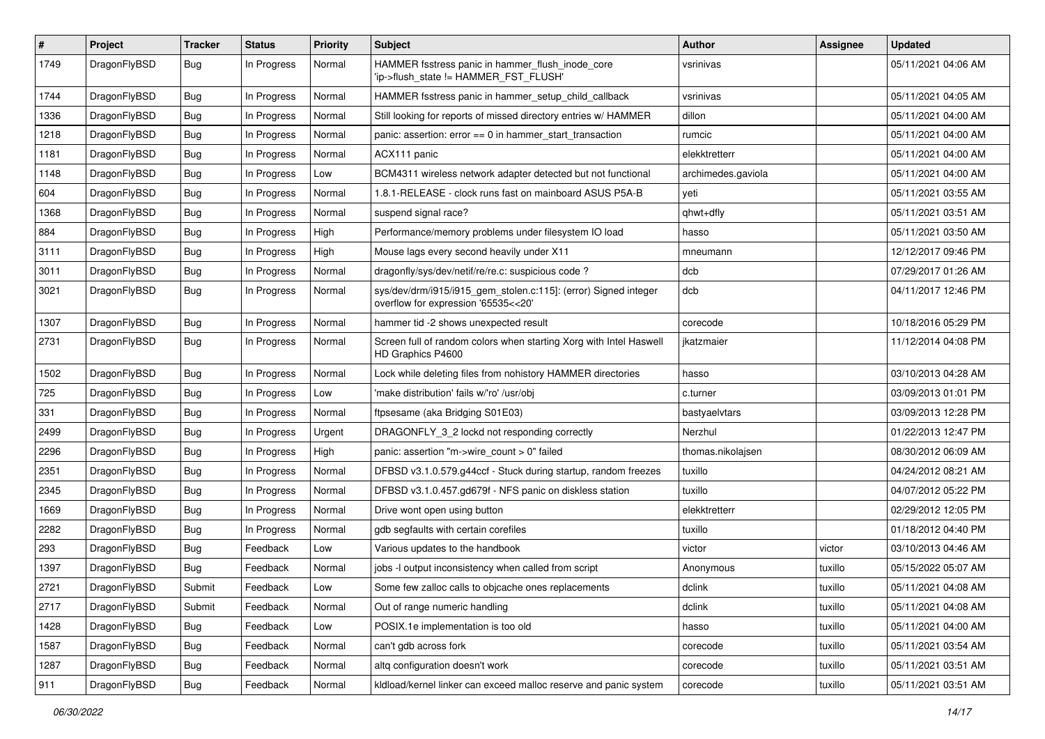| # | Project | Tracker | Status | Priority | Subject | Author | Assignee | Updated |
| --- | --- | --- | --- | --- | --- | --- | --- | --- |
| 1749 | DragonFlyBSD | Bug | In Progress | Normal | HAMMER fsstress panic in hammer_flush_inode_core 'ip->flush_state != HAMMER_FST_FLUSH' | vsrinivas | | 05/11/2021 04:06 AM |
| 1744 | DragonFlyBSD | Bug | In Progress | Normal | HAMMER fsstress panic in hammer_setup_child_callback | vsrinivas | | 05/11/2021 04:05 AM |
| 1336 | DragonFlyBSD | Bug | In Progress | Normal | Still looking for reports of missed directory entries w/ HAMMER | dillon | | 05/11/2021 04:00 AM |
| 1218 | DragonFlyBSD | Bug | In Progress | Normal | panic: assertion: error == 0 in hammer_start_transaction | rumcic | | 05/11/2021 04:00 AM |
| 1181 | DragonFlyBSD | Bug | In Progress | Normal | ACX111 panic | elekktretterr | | 05/11/2021 04:00 AM |
| 1148 | DragonFlyBSD | Bug | In Progress | Low | BCM4311 wireless network adapter detected but not functional | archimedes.gaviola | | 05/11/2021 04:00 AM |
| 604 | DragonFlyBSD | Bug | In Progress | Normal | 1.8.1-RELEASE - clock runs fast on mainboard ASUS P5A-B | yeti | | 05/11/2021 03:55 AM |
| 1368 | DragonFlyBSD | Bug | In Progress | Normal | suspend signal race? | qhwt+dfly | | 05/11/2021 03:51 AM |
| 884 | DragonFlyBSD | Bug | In Progress | High | Performance/memory problems under filesystem IO load | hasso | | 05/11/2021 03:50 AM |
| 3111 | DragonFlyBSD | Bug | In Progress | High | Mouse lags every second heavily under X11 | mneumann | | 12/12/2017 09:46 PM |
| 3011 | DragonFlyBSD | Bug | In Progress | Normal | dragonfly/sys/dev/netif/re/re.c: suspicious code ? | dcb | | 07/29/2017 01:26 AM |
| 3021 | DragonFlyBSD | Bug | In Progress | Normal | sys/dev/drm/i915/i915_gem_stolen.c:115]: (error) Signed integer overflow for expression '65535<<20' | dcb | | 04/11/2017 12:46 PM |
| 1307 | DragonFlyBSD | Bug | In Progress | Normal | hammer tid -2 shows unexpected result | corecode | | 10/18/2016 05:29 PM |
| 2731 | DragonFlyBSD | Bug | In Progress | Normal | Screen full of random colors when starting Xorg with Intel Haswell HD Graphics P4600 | jkatzmaier | | 11/12/2014 04:08 PM |
| 1502 | DragonFlyBSD | Bug | In Progress | Normal | Lock while deleting files from nohistory HAMMER directories | hasso | | 03/10/2013 04:28 AM |
| 725 | DragonFlyBSD | Bug | In Progress | Low | 'make distribution' fails w/'ro' /usr/obj | c.turner | | 03/09/2013 01:01 PM |
| 331 | DragonFlyBSD | Bug | In Progress | Normal | ftpsesame (aka Bridging S01E03) | bastyaelvtars | | 03/09/2013 12:28 PM |
| 2499 | DragonFlyBSD | Bug | In Progress | Urgent | DRAGONFLY_3_2 lockd not responding correctly | Nerzhul | | 01/22/2013 12:47 PM |
| 2296 | DragonFlyBSD | Bug | In Progress | High | panic: assertion "m->wire_count > 0" failed | thomas.nikolajsen | | 08/30/2012 06:09 AM |
| 2351 | DragonFlyBSD | Bug | In Progress | Normal | DFBSD v3.1.0.579.g44ccf - Stuck during startup, random freezes | tuxillo | | 04/24/2012 08:21 AM |
| 2345 | DragonFlyBSD | Bug | In Progress | Normal | DFBSD v3.1.0.457.gd679f - NFS panic on diskless station | tuxillo | | 04/07/2012 05:22 PM |
| 1669 | DragonFlyBSD | Bug | In Progress | Normal | Drive wont open using button | elekktretterr | | 02/29/2012 12:05 PM |
| 2282 | DragonFlyBSD | Bug | In Progress | Normal | gdb segfaults with certain corefiles | tuxillo | | 01/18/2012 04:40 PM |
| 293 | DragonFlyBSD | Bug | Feedback | Low | Various updates to the handbook | victor | victor | 03/10/2013 04:46 AM |
| 1397 | DragonFlyBSD | Bug | Feedback | Normal | jobs -l output inconsistency when called from script | Anonymous | tuxillo | 05/15/2022 05:07 AM |
| 2721 | DragonFlyBSD | Submit | Feedback | Low | Some few zalloc calls to objcache ones replacements | dclink | tuxillo | 05/11/2021 04:08 AM |
| 2717 | DragonFlyBSD | Submit | Feedback | Normal | Out of range numeric handling | dclink | tuxillo | 05/11/2021 04:08 AM |
| 1428 | DragonFlyBSD | Bug | Feedback | Low | POSIX.1e implementation is too old | hasso | tuxillo | 05/11/2021 04:00 AM |
| 1587 | DragonFlyBSD | Bug | Feedback | Normal | can't gdb across fork | corecode | tuxillo | 05/11/2021 03:54 AM |
| 1287 | DragonFlyBSD | Bug | Feedback | Normal | altq configuration doesn't work | corecode | tuxillo | 05/11/2021 03:51 AM |
| 911 | DragonFlyBSD | Bug | Feedback | Normal | kldload/kernel linker can exceed malloc reserve and panic system | corecode | tuxillo | 05/11/2021 03:51 AM |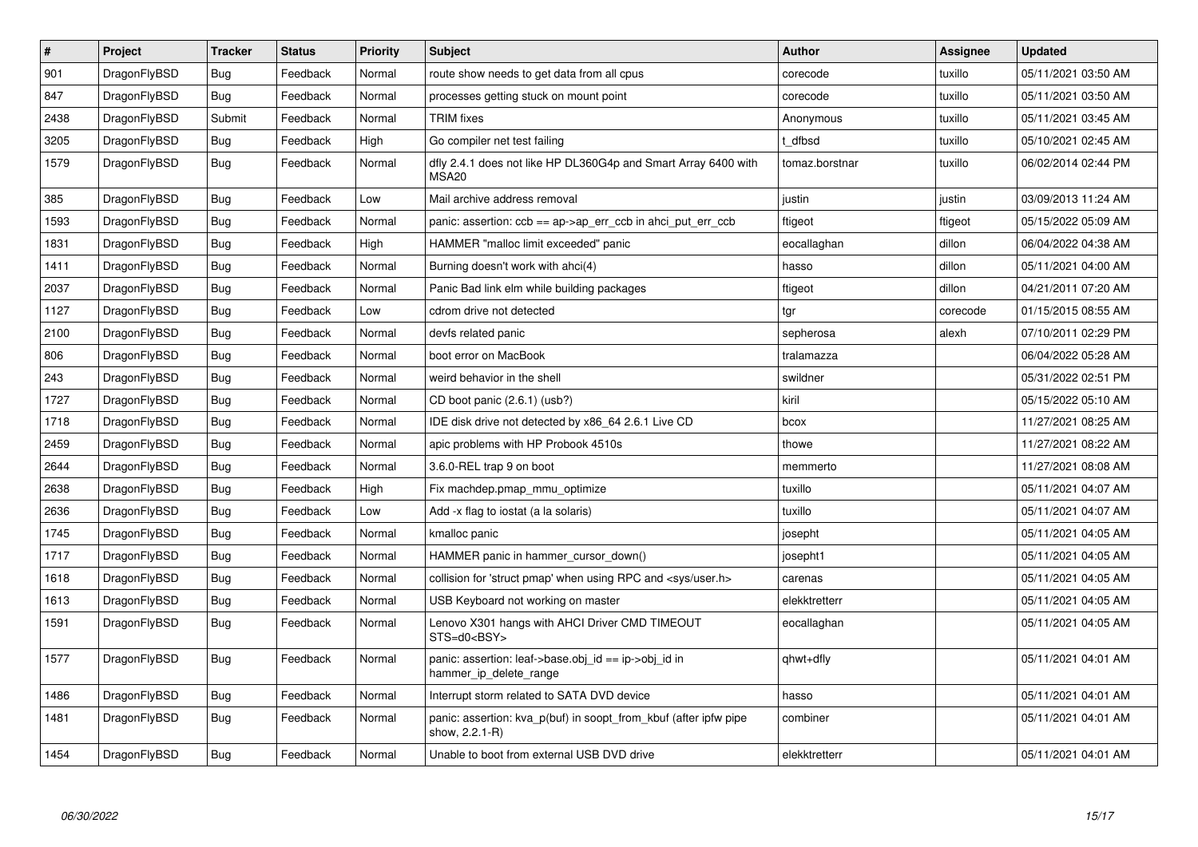| # | Project | Tracker | Status | Priority | Subject | Author | Assignee | Updated |
|---|---|---|---|---|---|---|---|---|
| 901 | DragonFlyBSD | Bug | Feedback | Normal | route show needs to get data from all cpus | corecode | tuxillo | 05/11/2021 03:50 AM |
| 847 | DragonFlyBSD | Bug | Feedback | Normal | processes getting stuck on mount point | corecode | tuxillo | 05/11/2021 03:50 AM |
| 2438 | DragonFlyBSD | Submit | Feedback | Normal | TRIM fixes | Anonymous | tuxillo | 05/11/2021 03:45 AM |
| 3205 | DragonFlyBSD | Bug | Feedback | High | Go compiler net test failing | t_dfbsd | tuxillo | 05/10/2021 02:45 AM |
| 1579 | DragonFlyBSD | Bug | Feedback | Normal | dfly 2.4.1 does not like HP DL360G4p and Smart Array 6400 with MSA20 | tomaz.borstnar | tuxillo | 06/02/2014 02:44 PM |
| 385 | DragonFlyBSD | Bug | Feedback | Low | Mail archive address removal | justin | justin | 03/09/2013 11:24 AM |
| 1593 | DragonFlyBSD | Bug | Feedback | Normal | panic: assertion: ccb == ap->ap_err_ccb in ahci_put_err_ccb | ftigeot | ftigeot | 05/15/2022 05:09 AM |
| 1831 | DragonFlyBSD | Bug | Feedback | High | HAMMER "malloc limit exceeded" panic | eocallaghan | dillon | 06/04/2022 04:38 AM |
| 1411 | DragonFlyBSD | Bug | Feedback | Normal | Burning doesn't work with ahci(4) | hasso | dillon | 05/11/2021 04:00 AM |
| 2037 | DragonFlyBSD | Bug | Feedback | Normal | Panic Bad link elm while building packages | ftigeot | dillon | 04/21/2011 07:20 AM |
| 1127 | DragonFlyBSD | Bug | Feedback | Low | cdrom drive not detected | tgr | corecode | 01/15/2015 08:55 AM |
| 2100 | DragonFlyBSD | Bug | Feedback | Normal | devfs related panic | sepherosa | alexh | 07/10/2011 02:29 PM |
| 806 | DragonFlyBSD | Bug | Feedback | Normal | boot error on MacBook | tralamazza | | 06/04/2022 05:28 AM |
| 243 | DragonFlyBSD | Bug | Feedback | Normal | weird behavior in the shell | swildner | | 05/31/2022 02:51 PM |
| 1727 | DragonFlyBSD | Bug | Feedback | Normal | CD boot panic (2.6.1) (usb?) | kiril | | 05/15/2022 05:10 AM |
| 1718 | DragonFlyBSD | Bug | Feedback | Normal | IDE disk drive not detected by x86_64 2.6.1 Live CD | bcox | | 11/27/2021 08:25 AM |
| 2459 | DragonFlyBSD | Bug | Feedback | Normal | apic problems with HP Probook 4510s | thowe | | 11/27/2021 08:22 AM |
| 2644 | DragonFlyBSD | Bug | Feedback | Normal | 3.6.0-REL trap 9 on boot | memmerto | | 11/27/2021 08:08 AM |
| 2638 | DragonFlyBSD | Bug | Feedback | High | Fix machdep.pmap_mmu_optimize | tuxillo | | 05/11/2021 04:07 AM |
| 2636 | DragonFlyBSD | Bug | Feedback | Low | Add -x flag to iostat (a la solaris) | tuxillo | | 05/11/2021 04:07 AM |
| 1745 | DragonFlyBSD | Bug | Feedback | Normal | kmalloc panic | josepht | | 05/11/2021 04:05 AM |
| 1717 | DragonFlyBSD | Bug | Feedback | Normal | HAMMER panic in hammer_cursor_down() | josepht1 | | 05/11/2021 04:05 AM |
| 1618 | DragonFlyBSD | Bug | Feedback | Normal | collision for 'struct pmap' when using RPC and <sys/user.h> | carenas | | 05/11/2021 04:05 AM |
| 1613 | DragonFlyBSD | Bug | Feedback | Normal | USB Keyboard not working on master | elekktretterr | | 05/11/2021 04:05 AM |
| 1591 | DragonFlyBSD | Bug | Feedback | Normal | Lenovo X301 hangs with AHCI Driver CMD TIMEOUT STS=d0<BSY> | eocallaghan | | 05/11/2021 04:05 AM |
| 1577 | DragonFlyBSD | Bug | Feedback | Normal | panic: assertion: leaf->base.obj_id == ip->obj_id in hammer_ip_delete_range | qhwt+dfly | | 05/11/2021 04:01 AM |
| 1486 | DragonFlyBSD | Bug | Feedback | Normal | Interrupt storm related to SATA DVD device | hasso | | 05/11/2021 04:01 AM |
| 1481 | DragonFlyBSD | Bug | Feedback | Normal | panic: assertion: kva_p(buf) in soopt_from_kbuf (after ipfw pipe show, 2.2.1-R) | combiner | | 05/11/2021 04:01 AM |
| 1454 | DragonFlyBSD | Bug | Feedback | Normal | Unable to boot from external USB DVD drive | elekktretterr | | 05/11/2021 04:01 AM |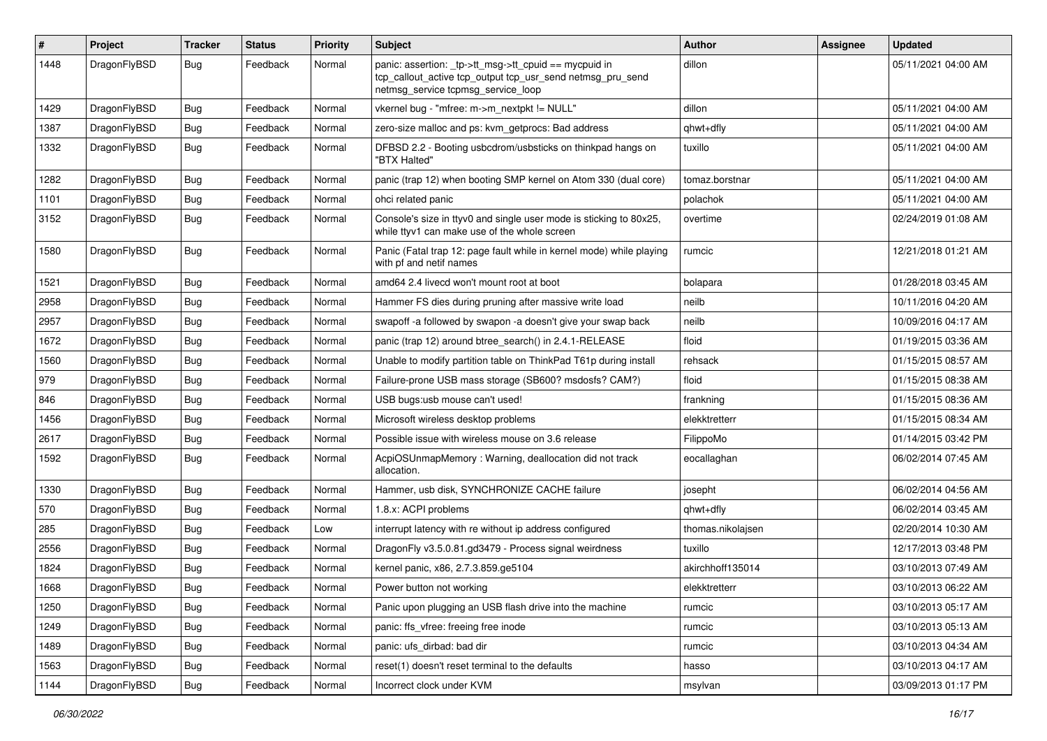| # | Project | Tracker | Status | Priority | Subject | Author | Assignee | Updated |
|---|---|---|---|---|---|---|---|---|
| 1448 | DragonFlyBSD | Bug | Feedback | Normal | panic: assertion: _tp->tt_msg->tt_cpuid == mycpuid in tcp_callout_active tcp_output tcp_usr_send netmsg_pru_send netmsg_service tcpmsg_service_loop | dillon | | 05/11/2021 04:00 AM |
| 1429 | DragonFlyBSD | Bug | Feedback | Normal | vkernel bug - "mfree: m->m_nextpkt != NULL" | dillon | | 05/11/2021 04:00 AM |
| 1387 | DragonFlyBSD | Bug | Feedback | Normal | zero-size malloc and ps: kvm_getprocs: Bad address | qhwt+dfly | | 05/11/2021 04:00 AM |
| 1332 | DragonFlyBSD | Bug | Feedback | Normal | DFBSD 2.2 - Booting usbcdrom/usbsticks on thinkpad hangs on "BTX Halted" | tuxillo | | 05/11/2021 04:00 AM |
| 1282 | DragonFlyBSD | Bug | Feedback | Normal | panic (trap 12) when booting SMP kernel on Atom 330 (dual core) | tomaz.borstnar | | 05/11/2021 04:00 AM |
| 1101 | DragonFlyBSD | Bug | Feedback | Normal | ohci related panic | polachok | | 05/11/2021 04:00 AM |
| 3152 | DragonFlyBSD | Bug | Feedback | Normal | Console's size in ttyv0 and single user mode is sticking to 80x25, while ttyv1 can make use of the whole screen | overtime | | 02/24/2019 01:08 AM |
| 1580 | DragonFlyBSD | Bug | Feedback | Normal | Panic (Fatal trap 12: page fault while in kernel mode) while playing with pf and netif names | rumcic | | 12/21/2018 01:21 AM |
| 1521 | DragonFlyBSD | Bug | Feedback | Normal | amd64 2.4 livecd won't mount root at boot | bolapara | | 01/28/2018 03:45 AM |
| 2958 | DragonFlyBSD | Bug | Feedback | Normal | Hammer FS dies during pruning after massive write load | neilb | | 10/11/2016 04:20 AM |
| 2957 | DragonFlyBSD | Bug | Feedback | Normal | swapoff -a followed by swapon -a doesn't give your swap back | neilb | | 10/09/2016 04:17 AM |
| 1672 | DragonFlyBSD | Bug | Feedback | Normal | panic (trap 12) around btree_search() in 2.4.1-RELEASE | floid | | 01/19/2015 03:36 AM |
| 1560 | DragonFlyBSD | Bug | Feedback | Normal | Unable to modify partition table on ThinkPad T61p during install | rehsack | | 01/15/2015 08:57 AM |
| 979 | DragonFlyBSD | Bug | Feedback | Normal | Failure-prone USB mass storage (SB600? msdosfs? CAM?) | floid | | 01/15/2015 08:38 AM |
| 846 | DragonFlyBSD | Bug | Feedback | Normal | USB bugs:usb mouse can't used! | frankning | | 01/15/2015 08:36 AM |
| 1456 | DragonFlyBSD | Bug | Feedback | Normal | Microsoft wireless desktop problems | elekktretterr | | 01/15/2015 08:34 AM |
| 2617 | DragonFlyBSD | Bug | Feedback | Normal | Possible issue with wireless mouse on 3.6 release | FilippoMo | | 01/14/2015 03:42 PM |
| 1592 | DragonFlyBSD | Bug | Feedback | Normal | AcpiOSUnmapMemory : Warning, deallocation did not track allocation. | eocallaghan | | 06/02/2014 07:45 AM |
| 1330 | DragonFlyBSD | Bug | Feedback | Normal | Hammer, usb disk, SYNCHRONIZE CACHE failure | josepht | | 06/02/2014 04:56 AM |
| 570 | DragonFlyBSD | Bug | Feedback | Normal | 1.8.x: ACPI problems | qhwt+dfly | | 06/02/2014 03:45 AM |
| 285 | DragonFlyBSD | Bug | Feedback | Low | interrupt latency with re without ip address configured | thomas.nikolajsen | | 02/20/2014 10:30 AM |
| 2556 | DragonFlyBSD | Bug | Feedback | Normal | DragonFly v3.5.0.81.gd3479 - Process signal weirdness | tuxillo | | 12/17/2013 03:48 PM |
| 1824 | DragonFlyBSD | Bug | Feedback | Normal | kernel panic, x86, 2.7.3.859.ge5104 | akirchhoff135014 | | 03/10/2013 07:49 AM |
| 1668 | DragonFlyBSD | Bug | Feedback | Normal | Power button not working | elekktretterr | | 03/10/2013 06:22 AM |
| 1250 | DragonFlyBSD | Bug | Feedback | Normal | Panic upon plugging an USB flash drive into the machine | rumcic | | 03/10/2013 05:17 AM |
| 1249 | DragonFlyBSD | Bug | Feedback | Normal | panic: ffs_vfree: freeing free inode | rumcic | | 03/10/2013 05:13 AM |
| 1489 | DragonFlyBSD | Bug | Feedback | Normal | panic: ufs_dirbad: bad dir | rumcic | | 03/10/2013 04:34 AM |
| 1563 | DragonFlyBSD | Bug | Feedback | Normal | reset(1) doesn't reset terminal to the defaults | hasso | | 03/10/2013 04:17 AM |
| 1144 | DragonFlyBSD | Bug | Feedback | Normal | Incorrect clock under KVM | msylvan | | 03/09/2013 01:17 PM |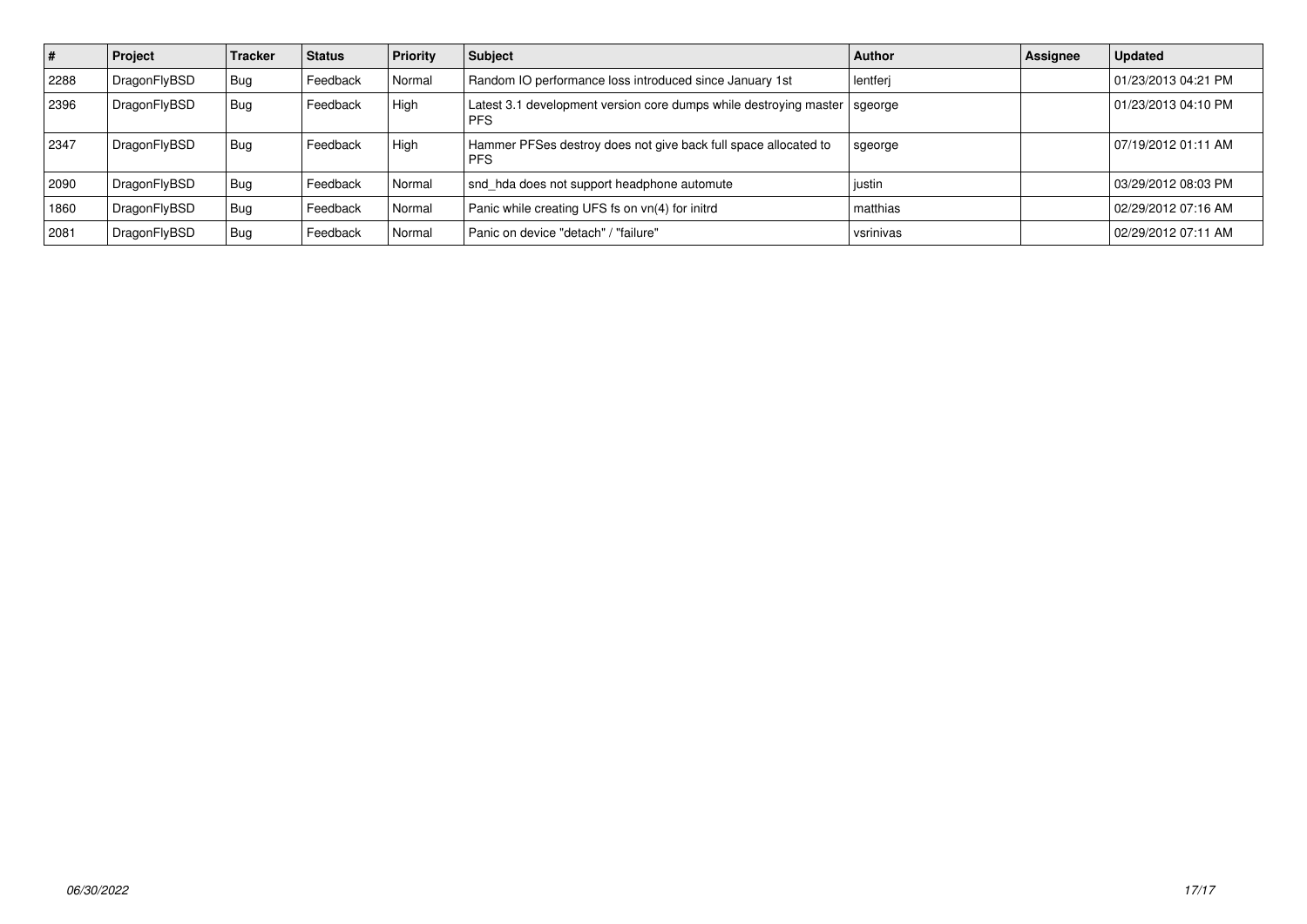| # | Project | Tracker | Status | Priority | Subject | Author | Assignee | Updated |
|---|---|---|---|---|---|---|---|---|
| 2288 | DragonFlyBSD | Bug | Feedback | Normal | Random IO performance loss introduced since January 1st | lentferj | | 01/23/2013 04:21 PM |
| 2396 | DragonFlyBSD | Bug | Feedback | High | Latest 3.1 development version core dumps while destroying master PFS | sgeorge | | 01/23/2013 04:10 PM |
| 2347 | DragonFlyBSD | Bug | Feedback | High | Hammer PFSes destroy does not give back full space allocated to PFS | sgeorge | | 07/19/2012 01:11 AM |
| 2090 | DragonFlyBSD | Bug | Feedback | Normal | snd_hda does not support headphone automute | justin | | 03/29/2012 08:03 PM |
| 1860 | DragonFlyBSD | Bug | Feedback | Normal | Panic while creating UFS fs on vn(4) for initrd | matthias | | 02/29/2012 07:16 AM |
| 2081 | DragonFlyBSD | Bug | Feedback | Normal | Panic on device "detach" / "failure" | vsrinivas | | 02/29/2012 07:11 AM |